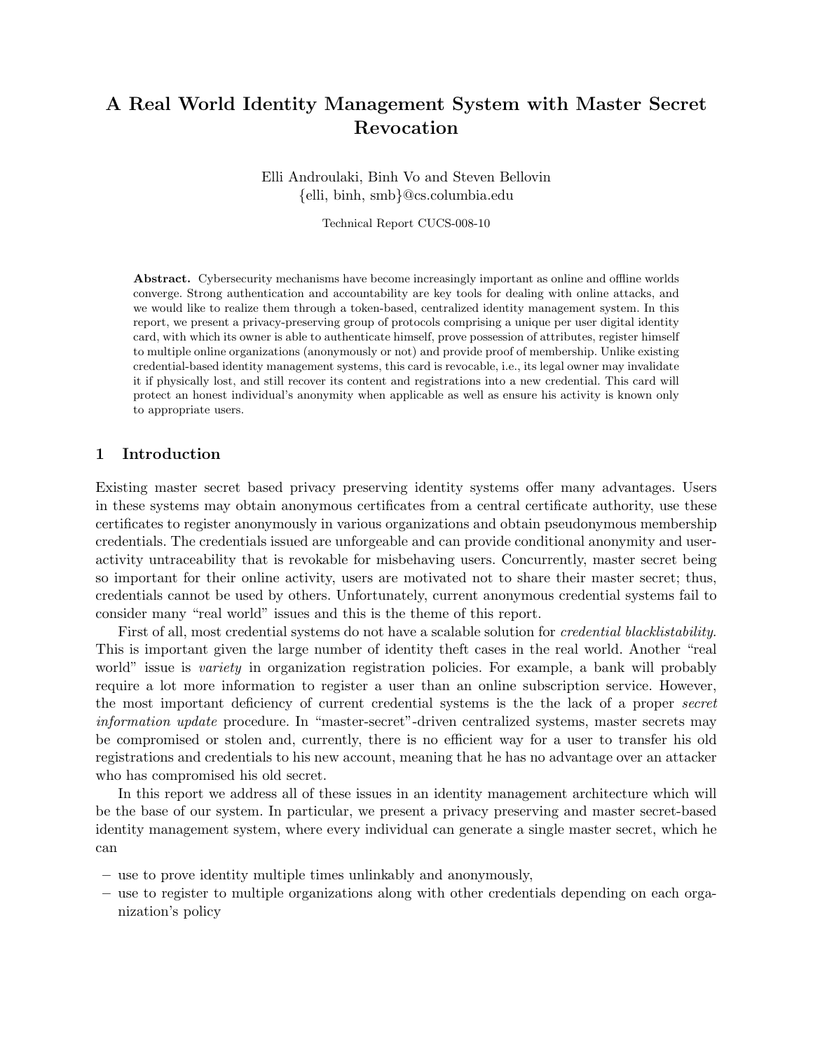# A Real World Identity Management System with Master Secret Revocation

Elli Androulaki, Binh Vo and Steven Bellovin
{elli, binh, smb}@cs.columbia.edu

Technical Report CUCS-008-10

**Abstract.** Cybersecurity mechanisms have become increasingly important as online and offline worlds converge. Strong authentication and accountability are key tools for dealing with online attacks, and we would like to realize them through a token-based, centralized identity management system. In this report, we present a privacy-preserving group of protocols comprising a unique per user digital identity card, with which its owner is able to authenticate himself, prove possession of attributes, register himself to multiple online organizations (anonymously or not) and provide proof of membership. Unlike existing credential-based identity management systems, this card is revocable, i.e., its legal owner may invalidate it if physically lost, and still recover its content and registrations into a new credential. This card will protect an honest individual's anonymity when applicable as well as ensure his activity is known only to appropriate users.

## 1 Introduction

Existing master secret based privacy preserving identity systems offer many advantages. Users in these systems may obtain anonymous certificates from a central certificate authority, use these certificates to register anonymously in various organizations and obtain pseudonymous membership credentials. The credentials issued are unforgeable and can provide conditional anonymity and user-activity untraceability that is revokable for misbehaving users. Concurrently, master secret being so important for their online activity, users are motivated not to share their master secret; thus, credentials cannot be used by others. Unfortunately, current anonymous credential systems fail to consider many "real world" issues and this is the theme of this report.

First of all, most credential systems do not have a scalable solution for *credential blacklistability*. This is important given the large number of identity theft cases in the real world. Another "real world" issue is *variety* in organization registration policies. For example, a bank will probably require a lot more information to register a user than an online subscription service. However, the most important deficiency of current credential systems is the the lack of a proper *secret information update* procedure. In "master-secret"-driven centralized systems, master secrets may be compromised or stolen and, currently, there is no efficient way for a user to transfer his old registrations and credentials to his new account, meaning that he has no advantage over an attacker who has compromised his old secret.

In this report we address all of these issues in an identity management architecture which will be the base of our system. In particular, we present a privacy preserving and master secret-based identity management system, where every individual can generate a single master secret, which he can

- use to prove identity multiple times unlinkably and anonymously,
- use to register to multiple organizations along with other credentials depending on each organization's policy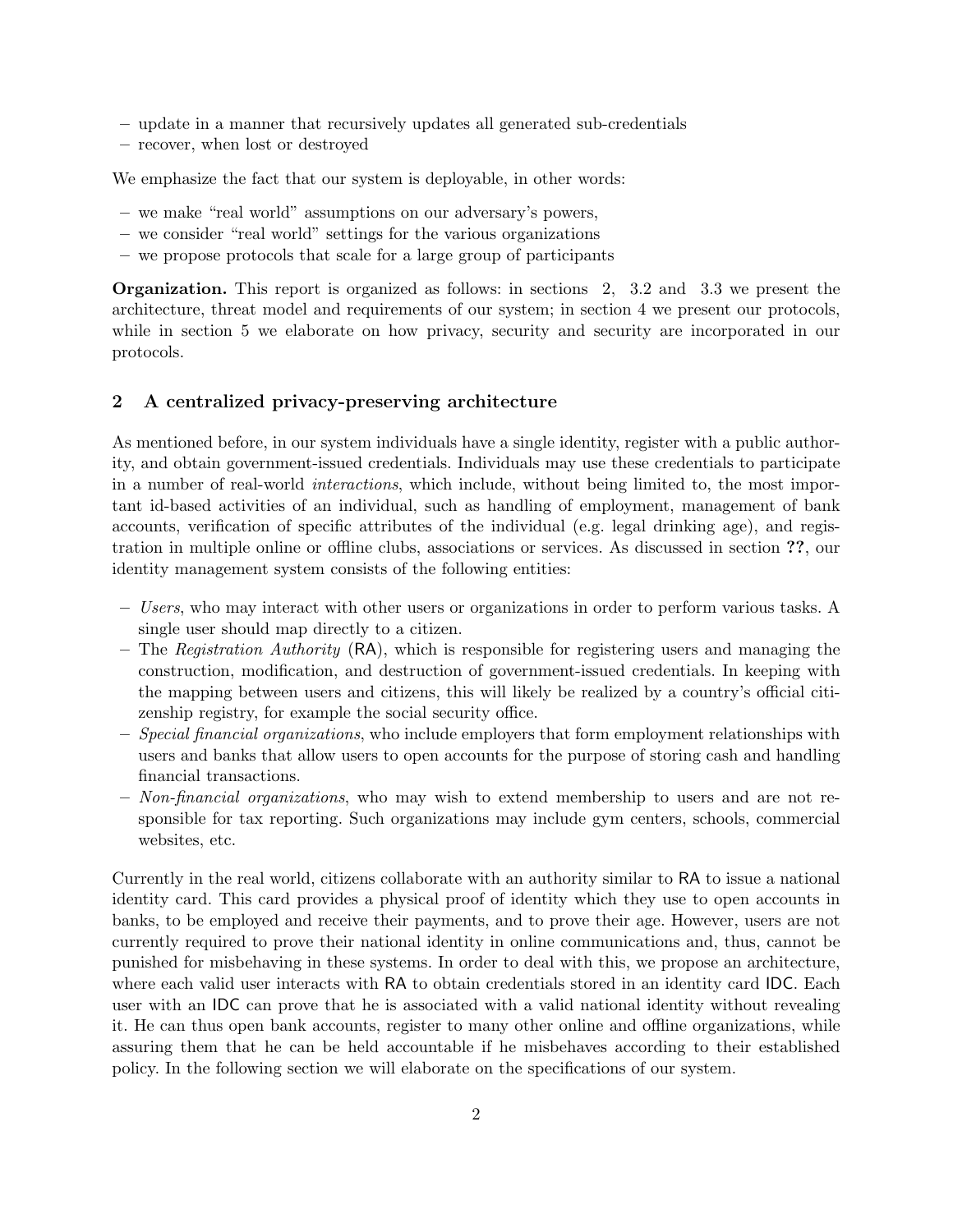– update in a manner that recursively updates all generated sub-credentials
– recover, when lost or destroyed

We emphasize the fact that our system is deployable, in other words:

– we make "real world" assumptions on our adversary's powers,
– we consider "real world" settings for the various organizations
– we propose protocols that scale for a large group of participants

**Organization.** This report is organized as follows: in sections 2, 3.2 and 3.3 we present the architecture, threat model and requirements of our system; in section 4 we present our protocols, while in section 5 we elaborate on how privacy, security and security are incorporated in our protocols.

## 2 A centralized privacy-preserving architecture

As mentioned before, in our system individuals have a single identity, register with a public authority, and obtain government-issued credentials. Individuals may use these credentials to participate in a number of real-world *interactions*, which include, without being limited to, the most important id-based activities of an individual, such as handling of employment, management of bank accounts, verification of specific attributes of the individual (e.g. legal drinking age), and registration in multiple online or offline clubs, associations or services. As discussed in section **??**, our identity management system consists of the following entities:

– *Users*, who may interact with other users or organizations in order to perform various tasks. A single user should map directly to a citizen.
– The *Registration Authority* (RA), which is responsible for registering users and managing the construction, modification, and destruction of government-issued credentials. In keeping with the mapping between users and citizens, this will likely be realized by a country's official citizenship registry, for example the social security office.
– *Special financial organizations*, who include employers that form employment relationships with users and banks that allow users to open accounts for the purpose of storing cash and handling financial transactions.
– *Non-financial organizations*, who may wish to extend membership to users and are not responsible for tax reporting. Such organizations may include gym centers, schools, commercial websites, etc.

Currently in the real world, citizens collaborate with an authority similar to RA to issue a national identity card. This card provides a physical proof of identity which they use to open accounts in banks, to be employed and receive their payments, and to prove their age. However, users are not currently required to prove their national identity in online communications and, thus, cannot be punished for misbehaving in these systems. In order to deal with this, we propose an architecture, where each valid user interacts with RA to obtain credentials stored in an identity card IDC. Each user with an IDC can prove that he is associated with a valid national identity without revealing it. He can thus open bank accounts, register to many other online and offline organizations, while assuring them that he can be held accountable if he misbehaves according to their established policy. In the following section we will elaborate on the specifications of our system.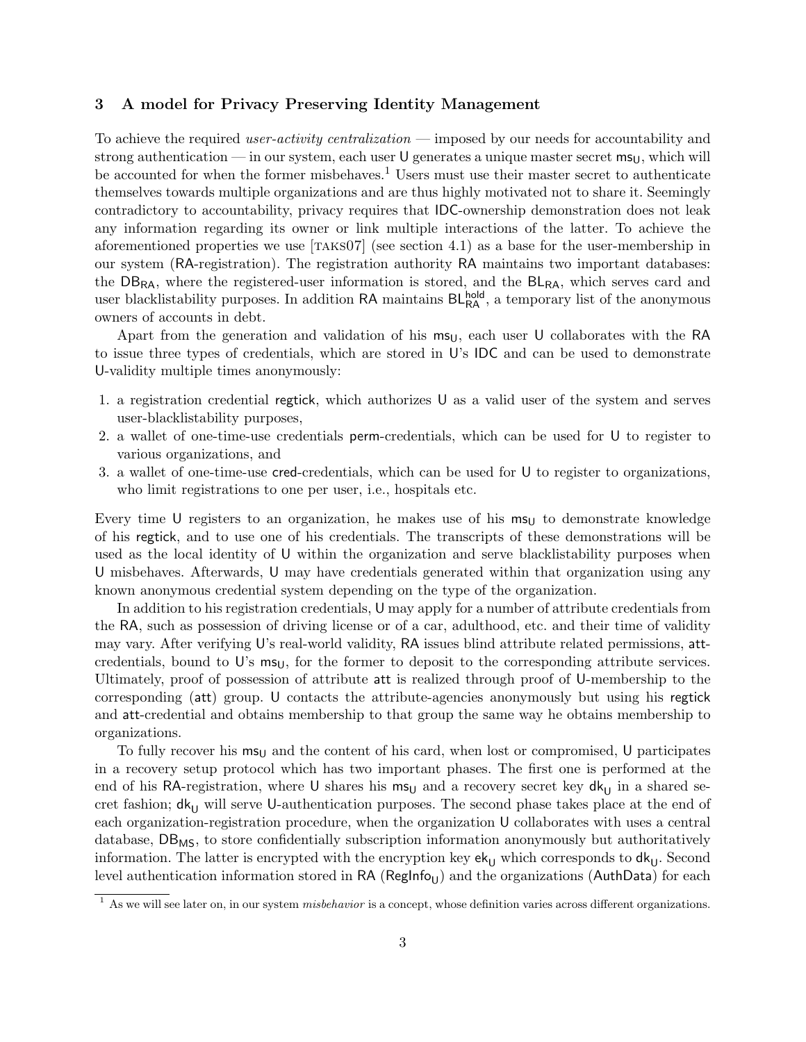## 3 A model for Privacy Preserving Identity Management

To achieve the required *user-activity centralization* — imposed by our needs for accountability and strong authentication — in our system, each user U generates a unique master secret $\mathsf{ms_U}$, which will be accounted for when the former misbehaves.[1] Users must use their master secret to authenticate themselves towards multiple organizations and are thus highly motivated not to share it. Seemingly contradictory to accountability, privacy requires that IDC-ownership demonstration does not leak any information regarding its owner or link multiple interactions of the latter. To achieve the aforementioned properties we use [TAKS07] (see section 4.1) as a base for the user-membership in our system (RA-registration). The registration authority RA maintains two important databases: the $\mathsf{DB_{RA}}$, where the registered-user information is stored, and the $\mathsf{BL_{RA}}$, which serves card and user blacklistability purposes. In addition RA maintains $\mathsf{BL_{RA}^{hold}}$, a temporary list of the anonymous owners of accounts in debt.

Apart from the generation and validation of his $\mathsf{ms_U}$, each user U collaborates with the RA to issue three types of credentials, which are stored in U's IDC and can be used to demonstrate U-validity multiple times anonymously:

1. a registration credential regtick, which authorizes U as a valid user of the system and serves user-blacklistability purposes,
2. a wallet of one-time-use credentials perm-credentials, which can be used for U to register to various organizations, and
3. a wallet of one-time-use cred-credentials, which can be used for U to register to organizations, who limit registrations to one per user, i.e., hospitals etc.

Every time U registers to an organization, he makes use of his $\mathsf{ms_U}$ to demonstrate knowledge of his regtick, and to use one of his credentials. The transcripts of these demonstrations will be used as the local identity of U within the organization and serve blacklistability purposes when U misbehaves. Afterwards, U may have credentials generated within that organization using any known anonymous credential system depending on the type of the organization.

In addition to his registration credentials, U may apply for a number of attribute credentials from the RA, such as possession of driving license or of a car, adulthood, etc. and their time of validity may vary. After verifying U's real-world validity, RA issues blind attribute related permissions, att-credentials, bound to U's $\mathsf{ms_U}$, for the former to deposit to the corresponding attribute services. Ultimately, proof of possession of attribute att is realized through proof of U-membership to the corresponding (att) group. U contacts the attribute-agencies anonymously but using his regtick and att-credential and obtains membership to that group the same way he obtains membership to organizations.

To fully recover his $\mathsf{ms_U}$ and the content of his card, when lost or compromised, U participates in a recovery setup protocol which has two important phases. The first one is performed at the end of his RA-registration, where U shares his $\mathsf{ms_U}$ and a recovery secret key $\mathsf{dk_U}$ in a shared secret fashion; $\mathsf{dk_U}$ will serve U-authentication purposes. The second phase takes place at the end of each organization-registration procedure, when the organization U collaborates with uses a central database, $\mathsf{DB_{MS}}$, to store confidentially subscription information anonymously but authoritatively information. The latter is encrypted with the encryption key $\mathsf{ek_U}$ which corresponds to $\mathsf{dk_U}$. Second level authentication information stored in RA ($\mathsf{RegInfo_U}$) and the organizations (AuthData) for each

[1] As we will see later on, in our system *misbehavior* is a concept, whose definition varies across different organizations.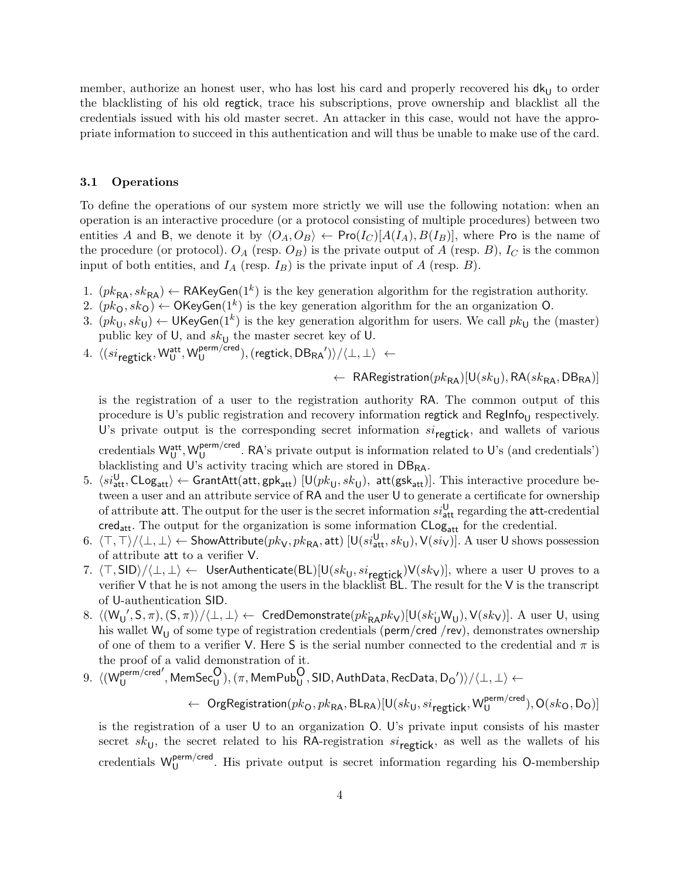member, authorize an honest user, who has lost his card and properly recovered his $\mathsf{dk_U}$ to order the blacklisting of his old $\mathsf{regtick}$, trace his subscriptions, prove ownership and blacklist all the credentials issued with his old master secret. An attacker in this case, would not have the appropriate information to succeed in this authentication and will thus be unable to make use of the card.

### 3.1 Operations

To define the operations of our system more strictly we will use the following notation: when an operation is an interactive procedure (or a protocol consisting of multiple procedures) between two entities $A$ and B, we denote it by $\langle O_A, O_B\rangle \leftarrow \mathsf{Pro}(I_C)[A(I_A), B(I_B)]$, where $\mathsf{Pro}$ is the name of the procedure (or protocol). $O_A$ (resp. $O_B$) is the private output of $A$ (resp. $B$), $I_C$ is the common input of both entities, and $I_A$ (resp. $I_B$) is the private input of $A$ (resp. $B$).

1. $(pk_{\mathsf{RA}}, sk_{\mathsf{RA}}) \leftarrow \mathsf{RAKeyGen}(1^k)$ is the key generation algorithm for the registration authority.
2. $(pk_{\mathsf{O}}, sk_{\mathsf{O}}) \leftarrow \mathsf{OKeyGen}(1^k)$ is the key generation algorithm for the an organization O.
3. $(pk_{\mathsf{U}}, sk_{\mathsf{U}}) \leftarrow \mathsf{UKeyGen}(1^k)$ is the key generation algorithm for users. We call $pk_{\mathsf{U}}$ the (master) public key of U, and $sk_{\mathsf{U}}$ the master secret key of U.
4. $\langle (si_{\mathsf{regtick}}, \mathsf{W}_{\mathsf{U}}^{\mathsf{att}}, \mathsf{W}_{\mathsf{U}}^{\mathsf{perm/cred}}), (\mathsf{regtick}, \mathsf{DB_{RA}}')\rangle / \langle\bot,\bot\rangle \leftarrow$
$$\leftarrow \mathsf{RARegistration}(pk_{\mathsf{RA}})[\mathsf{U}(sk_{\mathsf{U}}), \mathsf{RA}(sk_{\mathsf{RA}}, \mathsf{DB_{RA}})]$$
is the registration of a user to the registration authority RA. The common output of this procedure is U's public registration and recovery information $\mathsf{regtick}$ and $\mathsf{RegInfo_U}$ respectively. U's private output is the corresponding secret information $si_{\mathsf{regtick}}$, and wallets of various credentials $\mathsf{W}_{\mathsf{U}}^{\mathsf{att}}, \mathsf{W}_{\mathsf{U}}^{\mathsf{perm/cred}}$. RA's private output is information related to U's (and credentials') blacklisting and U's activity tracing which are stored in $\mathsf{DB_{RA}}$.
5. $\langle si_{\mathsf{att}}^{\mathsf{U}}, \mathsf{CLog_{att}}\rangle \leftarrow \mathsf{GrantAtt}(\mathsf{att}, \mathsf{gpk_{att}})\ [\mathsf{U}(pk_{\mathsf{U}}, sk_{\mathsf{U}}),\ \mathsf{att}(\mathsf{gsk_{att}})]$. This interactive procedure between a user and an attribute service of RA and the user U to generate a certificate for ownership of attribute att. The output for the user is the secret information $si_{\mathsf{att}}^{\mathsf{U}}$ regarding the att-credential $\mathsf{cred_{att}}$. The output for the organization is some information $\mathsf{CLog_{att}}$ for the credential.
6. $\langle\top,\top\rangle/\langle\bot,\bot\rangle \leftarrow \mathsf{ShowAttribute}(pk_{\mathsf{V}}, pk_{\mathsf{RA}}, \mathsf{att})\ [\mathsf{U}(si_{\mathsf{att}}^{\mathsf{U}}, sk_{\mathsf{U}}), \mathsf{V}(si_{\mathsf{V}})]$. A user U shows possession of attribute att to a verifier V.
7. $\langle\top,\mathsf{SID}\rangle/\langle\bot,\bot\rangle \leftarrow \mathsf{UserAuthenticate}(\mathsf{BL})[\mathsf{U}(sk_{\mathsf{U}}, si_{\mathsf{regtick}})\mathsf{V}(sk_{\mathsf{V}})]$, where a user U proves to a verifier V that he is not among the users in the blacklist BL. The result for the V is the transcript of U-authentication SID.
8. $\langle(\mathsf{W_U}', \mathsf{S}, \pi), (\mathsf{S}, \pi)\rangle/\langle\bot,\bot\rangle \leftarrow \mathsf{CredDemonstrate}(pk_{\mathsf{RA}}^{\cdot} pk_{\mathsf{V}})[\mathsf{U}(sk_{\mathsf{U}}^{\cdot}\mathsf{W_U}), \mathsf{V}(sk_{\mathsf{V}})]$. A user U, using his wallet $\mathsf{W_U}$ of some type of registration credentials (perm/cred /rev), demonstrates ownership of one of them to a verifier V. Here S is the serial number connected to the credential and $\pi$ is the proof of a valid demonstration of it.
9. $\langle(\mathsf{W}_{\mathsf{U}}^{\mathsf{perm/cred}'}, \mathsf{MemSec}_{\mathsf{U}}^{\mathsf{O}}), (\pi, \mathsf{MemPub}_{\mathsf{U}}^{\mathsf{O}}, \mathsf{SID}, \mathsf{AuthData}, \mathsf{RecData}, \mathsf{D_O}')\rangle/\langle\bot,\bot\rangle \leftarrow$
$$\leftarrow \mathsf{OrgRegistration}(pk_{\mathsf{O}}, pk_{\mathsf{RA}}, \mathsf{BL_{RA}})[\mathsf{U}(sk_{\mathsf{U}}, si_{\mathsf{regtick}}, \mathsf{W}_{\mathsf{U}}^{\mathsf{perm/cred}}), \mathsf{O}(sk_{\mathsf{O}}, \mathsf{D_O})]$$
is the registration of a user U to an organization O. U's private input consists of his master secret $sk_{\mathsf{U}}$, the secret related to his RA-registration $si_{\mathsf{regtick}}$, as well as the wallets of his credentials $\mathsf{W}_{\mathsf{U}}^{\mathsf{perm/cred}}$. His private output is secret information regarding his O-membership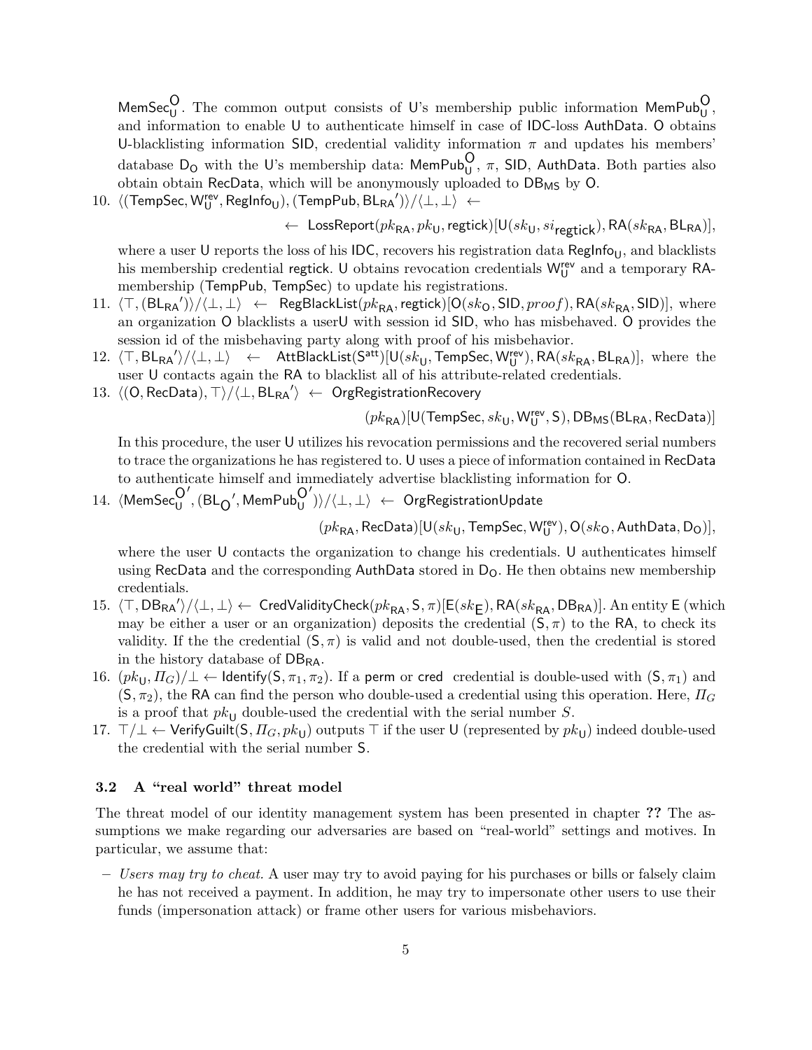$\mathsf{MemSec}_{\mathsf{U}}^{\mathsf{O}}$. The common output consists of U's membership public information $\mathsf{MemPub}_{\mathsf{U}}^{\mathsf{O}}$, and information to enable U to authenticate himself in case of IDC-loss AuthData. O obtains U-blacklisting information SID, credential validity information $\pi$ and updates his members' database $\mathsf{D_O}$ with the U's membership data: $\mathsf{MemPub}_{\mathsf{U}}^{\mathsf{O}}$, $\pi$, SID, AuthData. Both parties also obtain obtain RecData, which will be anonymously uploaded to $\mathsf{DB_{MS}}$ by O.

10. $\langle(\mathsf{TempSec}, \mathsf{W}_{\mathsf{U}}^{\mathsf{rev}}, \mathsf{RegInfo}_{\mathsf{U}}), (\mathsf{TempPub}, {\mathsf{BL_{RA}}}'))/\langle\perp,\perp\rangle \leftarrow$

    $\leftarrow$ $\mathsf{LossReport}(pk_{\mathsf{RA}}, pk_{\mathsf{U}}, \mathsf{regtick})[\mathsf{U}(sk_{\mathsf{U}}, si_{\mathsf{regtick}}), \mathsf{RA}(sk_{\mathsf{RA}}, \mathsf{BL_{RA}})]$,

    where a user U reports the loss of his IDC, recovers his registration data $\mathsf{RegInfo}_{\mathsf{U}}$, and blacklists his membership credential regtick. U obtains revocation credentials $\mathsf{W}_{\mathsf{U}}^{\mathsf{rev}}$ and a temporary RA-membership (TempPub, TempSec) to update his registrations.
11. $\langle\top, ({\mathsf{BL_{RA}}}')\rangle/\langle\perp,\perp\rangle \leftarrow \mathsf{RegBlackList}(pk_{\mathsf{RA}}, \mathsf{regtick})[\mathsf{O}(sk_{\mathsf{O}}, \mathsf{SID}, proof), \mathsf{RA}(sk_{\mathsf{RA}}, \mathsf{SID})]$, where an organization O blacklists a userU with session id SID, who has misbehaved. O provides the session id of the misbehaving party along with proof of his misbehavior.
12. $\langle\top, {\mathsf{BL_{RA}}}'\rangle/\langle\perp,\perp\rangle \leftarrow \mathsf{AttBlackList}(\mathsf{S}^{\mathsf{att}})[\mathsf{U}(sk_{\mathsf{U}}, \mathsf{TempSec}, \mathsf{W}_{\mathsf{U}}^{\mathsf{rev}}), \mathsf{RA}(sk_{\mathsf{RA}}, \mathsf{BL_{RA}})]$, where the user U contacts again the RA to blacklist all of his attribute-related credentials.
13. $\langle(\mathsf{O}, \mathsf{RecData}), \top\rangle/\langle\perp, {\mathsf{BL_{RA}}}'\rangle \leftarrow \mathsf{OrgRegistrationRecovery}$

    $(pk_{\mathsf{RA}})[\mathsf{U}(\mathsf{TempSec}, sk_{\mathsf{U}}, \mathsf{W}_{\mathsf{U}}^{\mathsf{rev}}, \mathsf{S}), \mathsf{DB_{MS}}(\mathsf{BL_{RA}}, \mathsf{RecData})]$

    In this procedure, the user U utilizes his revocation permissions and the recovered serial numbers to trace the organizations he has registered to. U uses a piece of information contained in RecData to authenticate himself and immediately advertise blacklisting information for O.
14. $\langle\mathsf{MemSec}_{\mathsf{U}}^{\mathsf{O}'}, ({\mathsf{BL_O}}', \mathsf{MemPub}_{\mathsf{U}}^{\mathsf{O}'})\rangle/\langle\perp,\perp\rangle \leftarrow \mathsf{OrgRegistrationUpdate}$

    $(pk_{\mathsf{RA}}, \mathsf{RecData})[\mathsf{U}(sk_{\mathsf{U}}, \mathsf{TempSec}, \mathsf{W}_{\mathsf{U}}^{\mathsf{rev}}), \mathsf{O}(sk_{\mathsf{O}}, \mathsf{AuthData}, \mathsf{D_O})]$,

    where the user U contacts the organization to change his credentials. U authenticates himself using RecData and the corresponding AuthData stored in $\mathsf{D_O}$. He then obtains new membership credentials.
15. $\langle\top, {\mathsf{DB_{RA}}}'\rangle/\langle\perp,\perp\rangle \leftarrow \mathsf{CredValidityCheck}(pk_{\mathsf{RA}}, \mathsf{S}, \pi)[\mathsf{E}(sk_{\mathsf{E}}), \mathsf{RA}(sk_{\mathsf{RA}}, \mathsf{DB_{RA}})]$. An entity E (which may be either a user or an organization) deposits the credential $(\mathsf{S}, \pi)$ to the RA, to check its validity. If the the credential $(\mathsf{S}, \pi)$ is valid and not double-used, then the credential is stored in the history database of $\mathsf{DB_{RA}}$.
16. $(pk_{\mathsf{U}}, \Pi_G)/\perp \leftarrow \mathsf{Identify}(\mathsf{S}, \pi_1, \pi_2)$. If a perm or cred credential is double-used with $(\mathsf{S}, \pi_1)$ and $(\mathsf{S}, \pi_2)$, the RA can find the person who double-used a credential using this operation. Here, $\Pi_G$ is a proof that $pk_{\mathsf{U}}$ double-used the credential with the serial number $S$.
17. $\top/\perp \leftarrow \mathsf{VerifyGuilt}(\mathsf{S}, \Pi_G, pk_{\mathsf{U}})$ outputs $\top$ if the user U (represented by $pk_{\mathsf{U}}$) indeed double-used the credential with the serial number S.

### 3.2 A "real world" threat model

The threat model of our identity management system has been presented in chapter **??** The assumptions we make regarding our adversaries are based on "real-world" settings and motives. In particular, we assume that:

- *Users may try to cheat.* A user may try to avoid paying for his purchases or bills or falsely claim he has not received a payment. In addition, he may try to impersonate other users to use their funds (impersonation attack) or frame other users for various misbehaviors.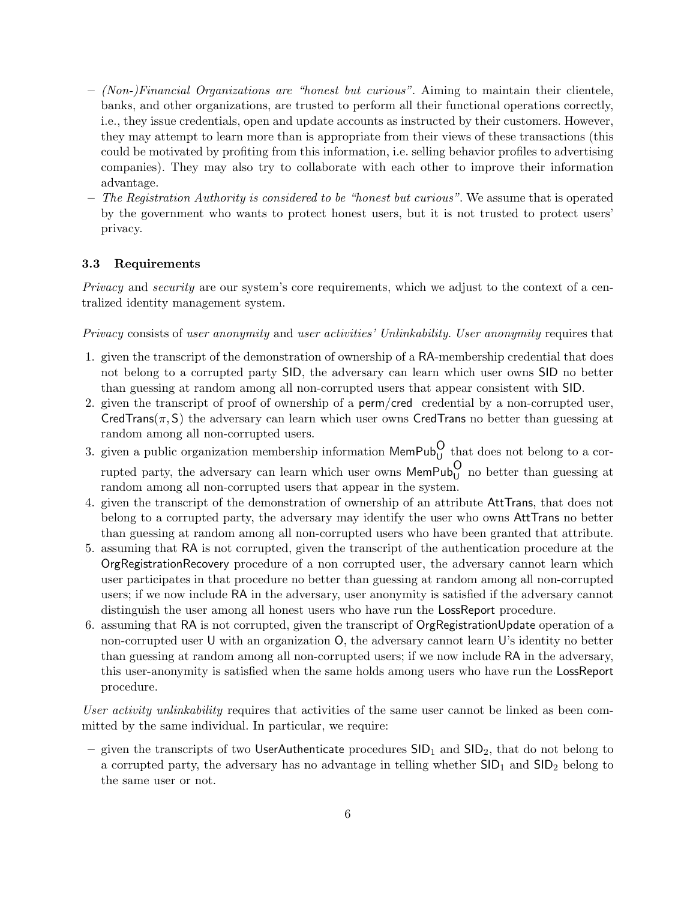- *(Non-)Financial Organizations are "honest but curious".* Aiming to maintain their clientele, banks, and other organizations, are trusted to perform all their functional operations correctly, i.e., they issue credentials, open and update accounts as instructed by their customers. However, they may attempt to learn more than is appropriate from their views of these transactions (this could be motivated by profiting from this information, i.e. selling behavior profiles to advertising companies). They may also try to collaborate with each other to improve their information advantage.
- *The Registration Authority is considered to be "honest but curious".* We assume that is operated by the government who wants to protect honest users, but it is not trusted to protect users' privacy.

### 3.3 Requirements

*Privacy* and *security* are our system's core requirements, which we adjust to the context of a centralized identity management system.

*Privacy* consists of *user anonymity* and *user activities' Unlinkability. User anonymity* requires that

1. given the transcript of the demonstration of ownership of a RA-membership credential that does not belong to a corrupted party SID, the adversary can learn which user owns SID no better than guessing at random among all non-corrupted users that appear consistent with SID.
2. given the transcript of proof of ownership of a perm/cred credential by a non-corrupted user, $\mathsf{CredTrans}(\pi, \mathsf{S})$ the adversary can learn which user owns CredTrans no better than guessing at random among all non-corrupted users.
3. given a public organization membership information $\mathsf{MemPub}_{\mathsf{U}}^{\mathsf{O}}$ that does not belong to a corrupted party, the adversary can learn which user owns $\mathsf{MemPub}_{\mathsf{U}}^{\mathsf{O}}$ no better than guessing at random among all non-corrupted users that appear in the system.
4. given the transcript of the demonstration of ownership of an attribute AttTrans, that does not belong to a corrupted party, the adversary may identify the user who owns AttTrans no better than guessing at random among all non-corrupted users who have been granted that attribute.
5. assuming that RA is not corrupted, given the transcript of the authentication procedure at the OrgRegistrationRecovery procedure of a non corrupted user, the adversary cannot learn which user participates in that procedure no better than guessing at random among all non-corrupted users; if we now include RA in the adversary, user anonymity is satisfied if the adversary cannot distinguish the user among all honest users who have run the LossReport procedure.
6. assuming that RA is not corrupted, given the transcript of OrgRegistrationUpdate operation of a non-corrupted user U with an organization O, the adversary cannot learn U's identity no better than guessing at random among all non-corrupted users; if we now include RA in the adversary, this user-anonymity is satisfied when the same holds among users who have run the LossReport procedure.

*User activity unlinkability* requires that activities of the same user cannot be linked as been committed by the same individual. In particular, we require:

- given the transcripts of two UserAuthenticate procedures $\mathsf{SID}_1$ and $\mathsf{SID}_2$, that do not belong to a corrupted party, the adversary has no advantage in telling whether $\mathsf{SID}_1$ and $\mathsf{SID}_2$ belong to the same user or not.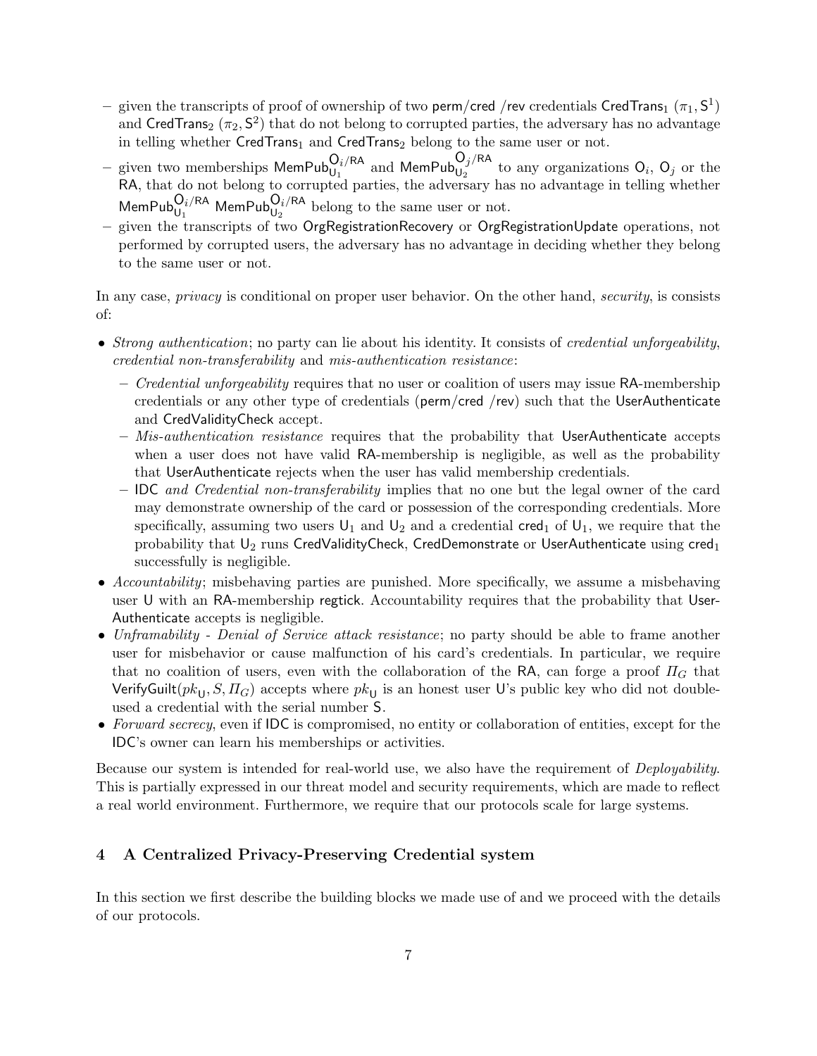- given the transcripts of proof of ownership of two perm/cred /rev credentials CredTrans$_1$ $(\pi_1, \mathsf{S}^1)$ and CredTrans$_2$ $(\pi_2, \mathsf{S}^2)$ that do not belong to corrupted parties, the adversary has no advantage in telling whether CredTrans$_1$ and CredTrans$_2$ belong to the same user or not.
  - given two memberships $\mathsf{MemPub}_{\mathsf{U}_1}^{\mathsf{O}_i/\mathsf{RA}}$ and $\mathsf{MemPub}_{\mathsf{U}_2}^{\mathsf{O}_j/\mathsf{RA}}$ to any organizations $\mathsf{O}_i$, $\mathsf{O}_j$ or the RA, that do not belong to corrupted parties, the adversary has no advantage in telling whether $\mathsf{MemPub}_{\mathsf{U}_1}^{\mathsf{O}_i/\mathsf{RA}}$ $\mathsf{MemPub}_{\mathsf{U}_2}^{\mathsf{O}_i/\mathsf{RA}}$ belong to the same user or not.
  - given the transcripts of two OrgRegistrationRecovery or OrgRegistrationUpdate operations, not performed by corrupted users, the adversary has no advantage in deciding whether they belong to the same user or not.

In any case, *privacy* is conditional on proper user behavior. On the other hand, *security*, is consists of:

- *Strong authentication*; no party can lie about his identity. It consists of *credential unforgeability*, *credential non-transferability* and *mis-authentication resistance*:
  - *Credential unforgeability* requires that no user or coalition of users may issue RA-membership credentials or any other type of credentials (perm/cred /rev) such that the UserAuthenticate and CredValidityCheck accept.
  - *Mis-authentication resistance* requires that the probability that UserAuthenticate accepts when a user does not have valid RA-membership is negligible, as well as the probability that UserAuthenticate rejects when the user has valid membership credentials.
  - IDC *and Credential non-transferability* implies that no one but the legal owner of the card may demonstrate ownership of the card or possession of the corresponding credentials. More specifically, assuming two users $\mathsf{U}_1$ and $\mathsf{U}_2$ and a credential $\mathsf{cred}_1$ of $\mathsf{U}_1$, we require that the probability that $\mathsf{U}_2$ runs CredValidityCheck, CredDemonstrate or UserAuthenticate using $\mathsf{cred}_1$ successfully is negligible.
- *Accountability*; misbehaving parties are punished. More specifically, we assume a misbehaving user U with an RA-membership regtick. Accountability requires that the probability that UserAuthenticate accepts is negligible.
- *Unframability - Denial of Service attack resistance*; no party should be able to frame another user for misbehavior or cause malfunction of his card's credentials. In particular, we require that no coalition of users, even with the collaboration of the RA, can forge a proof $\Pi_G$ that $\mathsf{VerifyGuilt}(pk_{\mathsf{U}}, S, \Pi_G)$ accepts where $pk_{\mathsf{U}}$ is an honest user U's public key who did not double-used a credential with the serial number S.
- *Forward secrecy*, even if IDC is compromised, no entity or collaboration of entities, except for the IDC's owner can learn his memberships or activities.

Because our system is intended for real-world use, we also have the requirement of *Deployability*. This is partially expressed in our threat model and security requirements, which are made to reflect a real world environment. Furthermore, we require that our protocols scale for large systems.

## 4 A Centralized Privacy-Preserving Credential system

In this section we first describe the building blocks we made use of and we proceed with the details of our protocols.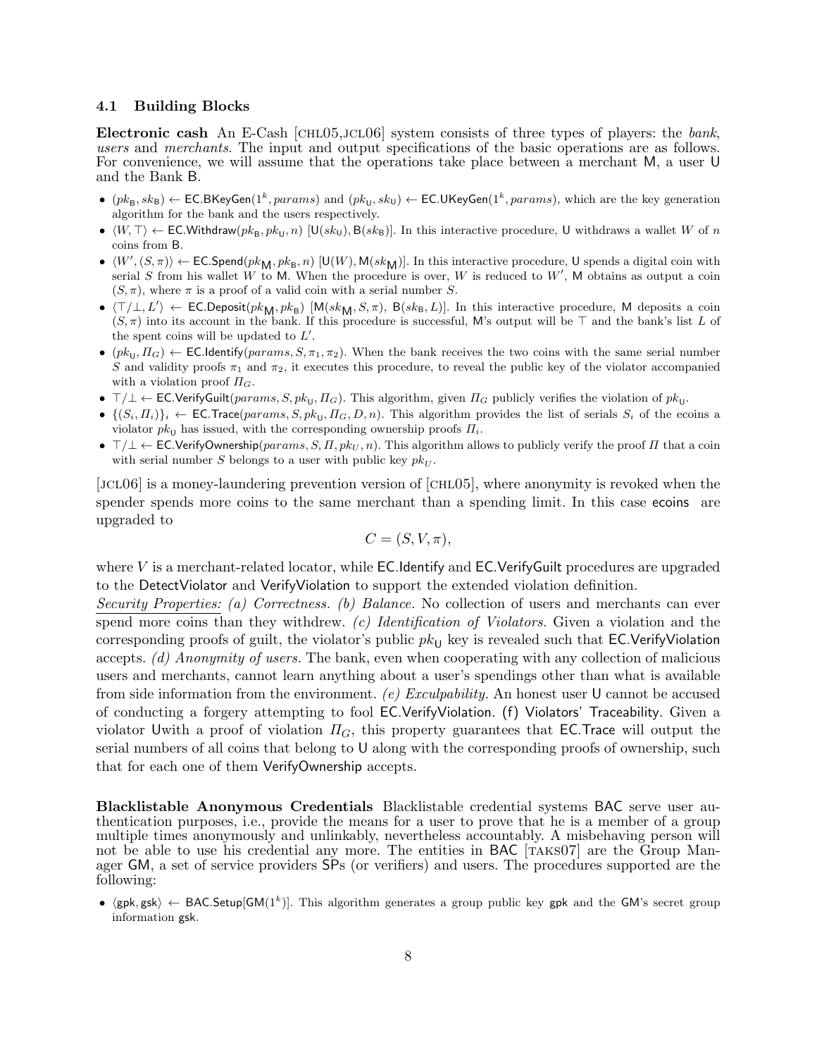### 4.1 Building Blocks

**Electronic cash** An E-Cash [CHL05,JCL06] system consists of three types of players: the *bank*, *users* and *merchants*. The input and output specifications of the basic operations are as follows. For convenience, we will assume that the operations take place between a merchant M, a user U and the Bank B.

- $(pk_{\mathsf{B}}, sk_{\mathsf{B}}) \leftarrow \mathsf{EC.BKeyGen}(1^k, params)$ and $(pk_{\mathsf{U}}, sk_{\mathsf{U}}) \leftarrow \mathsf{EC.UKeyGen}(1^k, params)$, which are the key generation algorithm for the bank and the users respectively.
- $\langle W, \top \rangle \leftarrow \mathsf{EC.Withdraw}(pk_{\mathsf{B}}, pk_{\mathsf{U}}, n)\ [\mathsf{U}(sk_{\mathsf{U}}), \mathsf{B}(sk_{\mathsf{B}})]$. In this interactive procedure, U withdraws a wallet $W$ of $n$ coins from B.
- $\langle W', (S, \pi) \rangle \leftarrow \mathsf{EC.Spend}(pk_{\mathsf{M}}, pk_{\mathsf{B}}, n)\ [\mathsf{U}(W), \mathsf{M}(sk_{\mathsf{M}})]$. In this interactive procedure, U spends a digital coin with serial $S$ from his wallet $W$ to M. When the procedure is over, $W$ is reduced to $W'$, M obtains as output a coin $(S, \pi)$, where $\pi$ is a proof of a valid coin with a serial number $S$.
- $\langle \top/\bot, L' \rangle \leftarrow \mathsf{EC.Deposit}(pk_{\mathsf{M}}, pk_{\mathsf{B}})\ [\mathsf{M}(sk_{\mathsf{M}}, S, \pi),\ \mathsf{B}(sk_{\mathsf{B}}, L)]$. In this interactive procedure, M deposits a coin $(S, \pi)$ into its account in the bank. If this procedure is successful, M's output will be $\top$ and the bank's list $L$ of the spent coins will be updated to $L'$.
- $(pk_{\mathsf{U}}, \Pi_G) \leftarrow \mathsf{EC.Identify}(params, S, \pi_1, \pi_2)$. When the bank receives the two coins with the same serial number $S$ and validity proofs $\pi_1$ and $\pi_2$, it executes this procedure, to reveal the public key of the violator accompanied with a violation proof $\Pi_G$.
- $\top/\bot \leftarrow \mathsf{EC.VerifyGuilt}(params, S, pk_{\mathsf{U}}, \Pi_G)$. This algorithm, given $\Pi_G$ publicly verifies the violation of $pk_{\mathsf{U}}$.
- $\{(S_i, \Pi_i)\}_i \leftarrow \mathsf{EC.Trace}(params, S, pk_{\mathsf{U}}, \Pi_G, D, n)$. This algorithm provides the list of serials $S_i$ of the ecoins a violator $pk_{\mathsf{U}}$ has issued, with the corresponding ownership proofs $\Pi_i$.
- $\top/\bot \leftarrow \mathsf{EC.VerifyOwnership}(params, S, \Pi, pk_U, n)$. This algorithm allows to publicly verify the proof $\Pi$ that a coin with serial number $S$ belongs to a user with public key $pk_U$.

[JCL06] is a money-laundering prevention version of [CHL05], where anonymity is revoked when the spender spends more coins to the same merchant than a spending limit. In this case ecoins are upgraded to

$$C = (S, V, \pi),$$

where $V$ is a merchant-related locator, while EC.Identify and EC.VerifyGuilt procedures are upgraded to the DetectViolator and VerifyViolation to support the extended violation definition.

<u>*Security Properties:*</u> *(a) Correctness. (b) Balance.* No collection of users and merchants can ever spend more coins than they withdrew. *(c) Identification of Violators.* Given a violation and the corresponding proofs of guilt, the violator's public $pk_{\mathsf{U}}$ key is revealed such that EC.VerifyViolation accepts. *(d) Anonymity of users.* The bank, even when cooperating with any collection of malicious users and merchants, cannot learn anything about a user's spendings other than what is available from side information from the environment. *(e) Exculpability.* An honest user U cannot be accused of conducting a forgery attempting to fool EC.VerifyViolation. (f) Violators' Traceability. Given a violator Uwith a proof of violation $\Pi_G$, this property guarantees that EC.Trace will output the serial numbers of all coins that belong to U along with the corresponding proofs of ownership, such that for each one of them VerifyOwnership accepts.

**Blacklistable Anonymous Credentials** Blacklistable credential systems BAC serve user authentication purposes, i.e., provide the means for a user to prove that he is a member of a group multiple times anonymously and unlinkably, nevertheless accountably. A misbehaving person will not be able to use his credential any more. The entities in BAC [TAKS07] are the Group Manager GM, a set of service providers SPs (or verifiers) and users. The procedures supported are the following:

- $\langle \mathsf{gpk}, \mathsf{gsk} \rangle \leftarrow \mathsf{BAC.Setup}[\mathsf{GM}(1^k)]$. This algorithm generates a group public key gpk and the GM's secret group information gsk.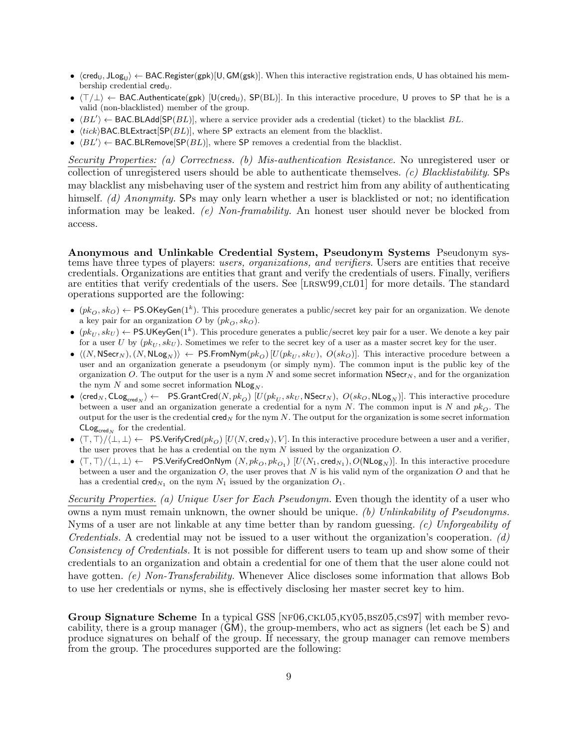- $\langle \mathsf{cred_U}, \mathsf{JLog_U} \rangle \leftarrow \mathsf{BAC.Register}(\mathsf{gpk})[\mathsf{U}, \mathsf{GM}(\mathsf{gsk})]$. When this interactive registration ends, U has obtained his membership credential $\mathsf{cred_U}$.
- $\langle \top/\bot \rangle \leftarrow \mathsf{BAC.Authenticate}(\mathsf{gpk})$ $[\mathsf{U}(\mathsf{cred_U}), \mathsf{SP}(BL)]$. In this interactive procedure, U proves to SP that he is a valid (non-blacklisted) member of the group.
- $\langle BL' \rangle \leftarrow \mathsf{BAC.BLAdd}[\mathsf{SP}(BL)]$, where a service provider ads a credential (ticket) to the blacklist $BL$.
- $\langle tick \rangle \mathsf{BAC.BLExtract}[\mathsf{SP}(BL)]$, where SP extracts an element from the blacklist.
- $\langle BL' \rangle \leftarrow \mathsf{BAC.BLRemove}[\mathsf{SP}(BL)]$, where SP removes a credential from the blacklist.

Security Properties: *(a) Correctness. (b) Mis-authentication Resistance.* No unregistered user or collection of unregistered users should be able to authenticate themselves. *(c) Blacklistability.* SPs may blacklist any misbehaving user of the system and restrict him from any ability of authenticating himself. *(d) Anonymity.* SPs may only learn whether a user is blacklisted or not; no identification information may be leaked. *(e) Non-framability.* An honest user should never be blocked from access.

**Anonymous and Unlinkable Credential System, Pseudonym Systems** Pseudonym systems have three types of players: *users, organizations, and verifiers*. Users are entities that receive credentials. Organizations are entities that grant and verify the credentials of users. Finally, verifiers are entities that verify credentials of the users. See [LRSW99,CL01] for more details. The standard operations supported are the following:

- $(pk_O, sk_O) \leftarrow \mathsf{PS.OKeyGen}(1^k)$. This procedure generates a public/secret key pair for an organization. We denote a key pair for an organization $O$ by $(pk_O, sk_O)$.
- $(pk_U, sk_U) \leftarrow \mathsf{PS.UKeyGen}(1^k)$. This procedure generates a public/secret key pair for a user. We denote a key pair for a user $U$ by $(pk_U, sk_U)$. Sometimes we refer to the secret key of a user as a master secret key for the user.
- $\langle (N, \mathsf{NSecr}_N), (N, \mathsf{NLog}_N) \rangle \leftarrow \mathsf{PS.FromNym}(pk_O)\,[U(pk_U, sk_U),\ O(sk_O)]$. This interactive procedure between a user and an organization generate a pseudonym (or simply nym). The common input is the public key of the organization $O$. The output for the user is a nym $N$ and some secret information $\mathsf{NSecr}_N$, and for the organization the nym $N$ and some secret information $\mathsf{NLog}_N$.
- $\langle \mathsf{cred}_N, \mathsf{CLog}_{\mathsf{cred}_N} \rangle \leftarrow\ \mathsf{PS.GrantCred}(N, pk_O)\ [U(pk_U, sk_U, \mathsf{NSecr}_N),\ O(sk_O, \mathsf{NLog}_N)]$. This interactive procedure between a user and an organization generate a credential for a nym $N$. The common input is $N$ and $pk_O$. The output for the user is the credential $\mathsf{cred}_N$ for the nym $N$. The output for the organization is some secret information $\mathsf{CLog}_{\mathsf{cred}_N}$ for the credential.
- $\langle \top, \top \rangle / \langle \bot, \bot \rangle \leftarrow\ \mathsf{PS.VerifyCred}(pk_O)\ [U(N, \mathsf{cred}_N), V]$. In this interactive procedure between a user and a verifier, the user proves that he has a credential on the nym $N$ issued by the organization $O$.
- $\langle \top, \top \rangle / \langle \bot, \bot \rangle \leftarrow\ \mathsf{PS.VerifyCredOnNym}\ (N, pk_O, pk_{O_1})\ [U(N_1, \mathsf{cred}_{N_1}), O(\mathsf{NLog}_N)]$. In this interactive procedure between a user and the organization $O$, the user proves that $N$ is his valid nym of the organization $O$ and that he has a credential $\mathsf{cred}_{N_1}$ on the nym $N_1$ issued by the organization $O_1$.

Security Properties. *(a) Unique User for Each Pseudonym.* Even though the identity of a user who owns a nym must remain unknown, the owner should be unique. *(b) Unlinkability of Pseudonyms.* Nyms of a user are not linkable at any time better than by random guessing. *(c) Unforgeability of Credentials.* A credential may not be issued to a user without the organization's cooperation. *(d) Consistency of Credentials.* It is not possible for different users to team up and show some of their credentials to an organization and obtain a credential for one of them that the user alone could not have gotten. *(e) Non-Transferability.* Whenever Alice discloses some information that allows Bob to use her credentials or nyms, she is effectively disclosing her master secret key to him.

**Group Signature Scheme** In a typical GSS [NF06,CKL05,KY05,BSZ05,CS97] with member revocability, there is a group manager (GM), the group-members, who act as signers (let each be S) and produce signatures on behalf of the group. If necessary, the group manager can remove members from the group. The procedures supported are the following: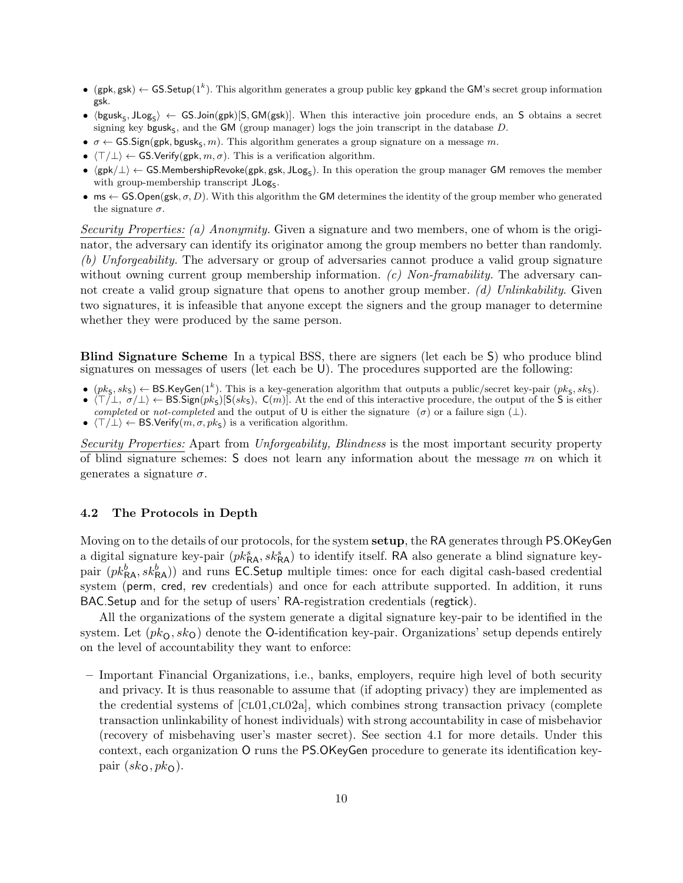- $(\mathsf{gpk}, \mathsf{gsk}) \leftarrow \mathsf{GS.Setup}(1^k)$. This algorithm generates a group public key gpkand the GM's secret group information gsk.
- $\langle \mathsf{bgusk_S}, \mathsf{JLog_S} \rangle \leftarrow \mathsf{GS.Join}(\mathsf{gpk})[\mathsf{S}, \mathsf{GM}(\mathsf{gsk})]$. When this interactive join procedure ends, an S obtains a secret signing key $\mathsf{bgusk_S}$, and the GM (group manager) logs the join transcript in the database $D$.
- $\sigma \leftarrow \mathsf{GS.Sign}(\mathsf{gpk}, \mathsf{bgusk_S}, m)$. This algorithm generates a group signature on a message $m$.
- $\langle \top/\bot \rangle \leftarrow \mathsf{GS.Verify}(\mathsf{gpk}, m, \sigma)$. This is a verification algorithm.
- $\langle \mathsf{gpk}/\bot \rangle \leftarrow \mathsf{GS.MembershipRevoke}(\mathsf{gpk}, \mathsf{gsk}, \mathsf{JLog_S})$. In this operation the group manager GM removes the member with group-membership transcript $\mathsf{JLog_S}$.
- $\mathsf{ms} \leftarrow \mathsf{GS.Open}(\mathsf{gsk}, \sigma, D)$. With this algorithm the GM determines the identity of the group member who generated the signature $\sigma$.

_Security Properties:_ *(a) Anonymity.* Given a signature and two members, one of whom is the originator, the adversary can identify its originator among the group members no better than randomly. *(b) Unforgeability.* The adversary or group of adversaries cannot produce a valid group signature without owning current group membership information. *(c) Non-framability.* The adversary cannot create a valid group signature that opens to another group member. *(d) Unlinkability.* Given two signatures, it is infeasible that anyone except the signers and the group manager to determine whether they were produced by the same person.

**Blind Signature Scheme** In a typical BSS, there are signers (let each be S) who produce blind signatures on messages of users (let each be U). The procedures supported are the following:

- $(pk_\mathsf{S}, sk_\mathsf{S}) \leftarrow \mathsf{BS.KeyGen}(1^k)$. This is a key-generation algorithm that outputs a public/secret key-pair $(pk_\mathsf{S}, sk_\mathsf{S})$.
- $\langle \top/\bot,\ \sigma/\bot \rangle \leftarrow \mathsf{BS.Sign}(pk_\mathsf{S})[\mathsf{S}(sk_\mathsf{S}),\ \mathsf{C}(m)]$. At the end of this interactive procedure, the output of the S is either *completed* or *not-completed* and the output of U is either the signature $(\sigma)$ or a failure sign $(\bot)$.
- $\langle \top/\bot \rangle \leftarrow \mathsf{BS.Verify}(m, \sigma, pk_\mathsf{S})$ is a verification algorithm.

_Security Properties:_ Apart from *Unforgeability, Blindness* is the most important security property of blind signature schemes: S does not learn any information about the message $m$ on which it generates a signature $\sigma$.

### 4.2 The Protocols in Depth

Moving on to the details of our protocols, for the system **setup**, the RA generates through PS.OKeyGen a digital signature key-pair $(pk^s_{\mathsf{RA}}, sk^s_{\mathsf{RA}})$ to identify itself. RA also generate a blind signature key-pair $(pk^b_{\mathsf{RA}}, sk^b_{\mathsf{RA}})$) and runs EC.Setup multiple times: once for each digital cash-based credential system (perm, cred, rev credentials) and once for each attribute supported. In addition, it runs BAC.Setup and for the setup of users' RA-registration credentials (regtick).

All the organizations of the system generate a digital signature key-pair to be identified in the system. Let $(pk_\mathsf{O}, sk_\mathsf{O})$ denote the O-identification key-pair. Organizations' setup depends entirely on the level of accountability they want to enforce:

– Important Financial Organizations, i.e., banks, employers, require high level of both security and privacy. It is thus reasonable to assume that (if adopting privacy) they are implemented as the credential systems of [CL01,CL02a], which combines strong transaction privacy (complete transaction unlinkability of honest individuals) with strong accountability in case of misbehavior (recovery of misbehaving user's master secret). See section 4.1 for more details. Under this context, each organization O runs the PS.OKeyGen procedure to generate its identification key-pair $(sk_\mathsf{O}, pk_\mathsf{O})$.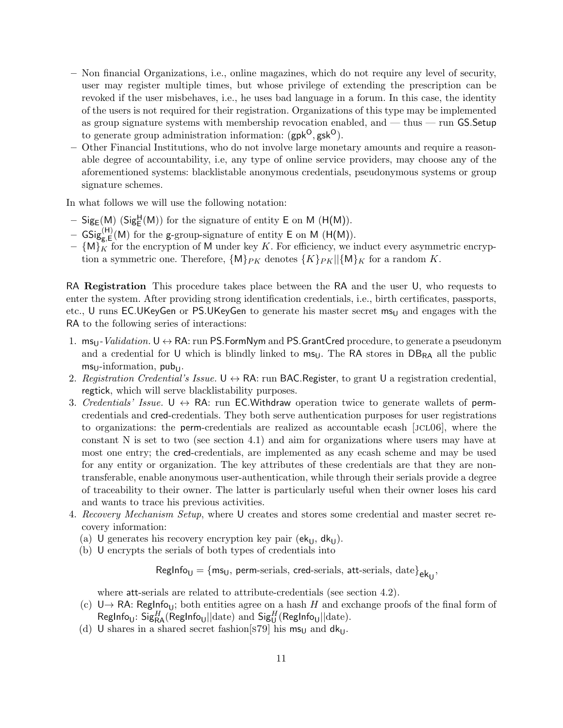– Non financial Organizations, i.e., online magazines, which do not require any level of security, user may register multiple times, but whose privilege of extending the prescription can be revoked if the user misbehaves, i.e., he uses bad language in a forum. In this case, the identity of the users is not required for their registration. Organizations of this type may be implemented as group signature systems with membership revocation enabled, and — thus — run GS.Setup to generate group administration information: $(\mathsf{gpk}^{\mathsf{O}}, \mathsf{gsk}^{\mathsf{O}})$.
– Other Financial Institutions, who do not involve large monetary amounts and require a reasonable degree of accountability, i.e, any type of online service providers, may choose any of the aforementioned systems: blacklistable anonymous credentials, pseudonymous systems or group signature schemes.

In what follows we will use the following notation:

– $\mathsf{Sig_E(M)}$ ($\mathsf{Sig^H_E(M)}$) for the signature of entity E on M (H(M)).
– $\mathsf{GSig^{(H)}_{g,E}(M)}$ for the g-group-signature of entity E on M (H(M)).
– $\{\mathsf{M}\}_K$ for the encryption of M under key $K$. For efficiency, we induct every asymmetric encryption a symmetric one. Therefore, $\{\mathsf{M}\}_{PK}$ denotes $\{K\}_{PK}||\{\mathsf{M}\}_K$ for a random $K$.

**RA Registration** This procedure takes place between the RA and the user U, who requests to enter the system. After providing strong identification credentials, i.e., birth certificates, passports, etc., U runs EC.UKeyGen or PS.UKeyGen to generate his master secret $\mathsf{ms_U}$ and engages with the RA to the following series of interactions:

1. $\mathsf{ms_U}$-*Validation.* U ↔ RA: run PS.FormNym and PS.GrantCred procedure, to generate a pseudonym and a credential for U which is blindly linked to $\mathsf{ms_U}$. The RA stores in $\mathsf{DB_{RA}}$ all the public $\mathsf{ms_U}$-information, $\mathsf{pub_U}$.
2. *Registration Credential's Issue.* U ↔ RA: run BAC.Register, to grant U a registration credential, regtick, which will serve blacklistability purposes.
3. *Credentials' Issue.* U ↔ RA: run EC.Withdraw operation twice to generate wallets of perm-credentials and cred-credentials. They both serve authentication purposes for user registrations to organizations: the perm-credentials are realized as accountable ecash [JCL06], where the constant N is set to two (see section 4.1) and aim for organizations where users may have at most one entry; the cred-credentials, are implemented as any ecash scheme and may be used for any entity or organization. The key attributes of these credentials are that they are non-transferable, enable anonymous user-authentication, while through their serials provide a degree of traceability to their owner. The latter is particularly useful when their owner loses his card and wants to trace his previous activities.
4. *Recovery Mechanism Setup*, where U creates and stores some credential and master secret recovery information:
   (a) U generates his recovery encryption key pair ($\mathsf{ek_U}$, $\mathsf{dk_U}$).
   (b) U encrypts the serials of both types of credentials into

$$\mathsf{RegInfo_U} = \{\mathsf{ms_U}, \mathsf{perm}\text{-serials}, \mathsf{cred}\text{-serials}, \mathsf{att}\text{-serials}, \text{date}\}_{\mathsf{ek_U}},$$

   where att-serials are related to attribute-credentials (see section 4.2).
   (c) U→ RA: $\mathsf{RegInfo_U}$; both entities agree on a hash $H$ and exchange proofs of the final form of $\mathsf{RegInfo_U}$: $\mathsf{Sig}^H_{\mathsf{RA}}(\mathsf{RegInfo_U}||\text{date})$ and $\mathsf{Sig}^H_{\mathsf{U}}(\mathsf{RegInfo_U}||\text{date})$.
   (d) U shares in a shared secret fashion[S79] his $\mathsf{ms_U}$ and $\mathsf{dk_U}$.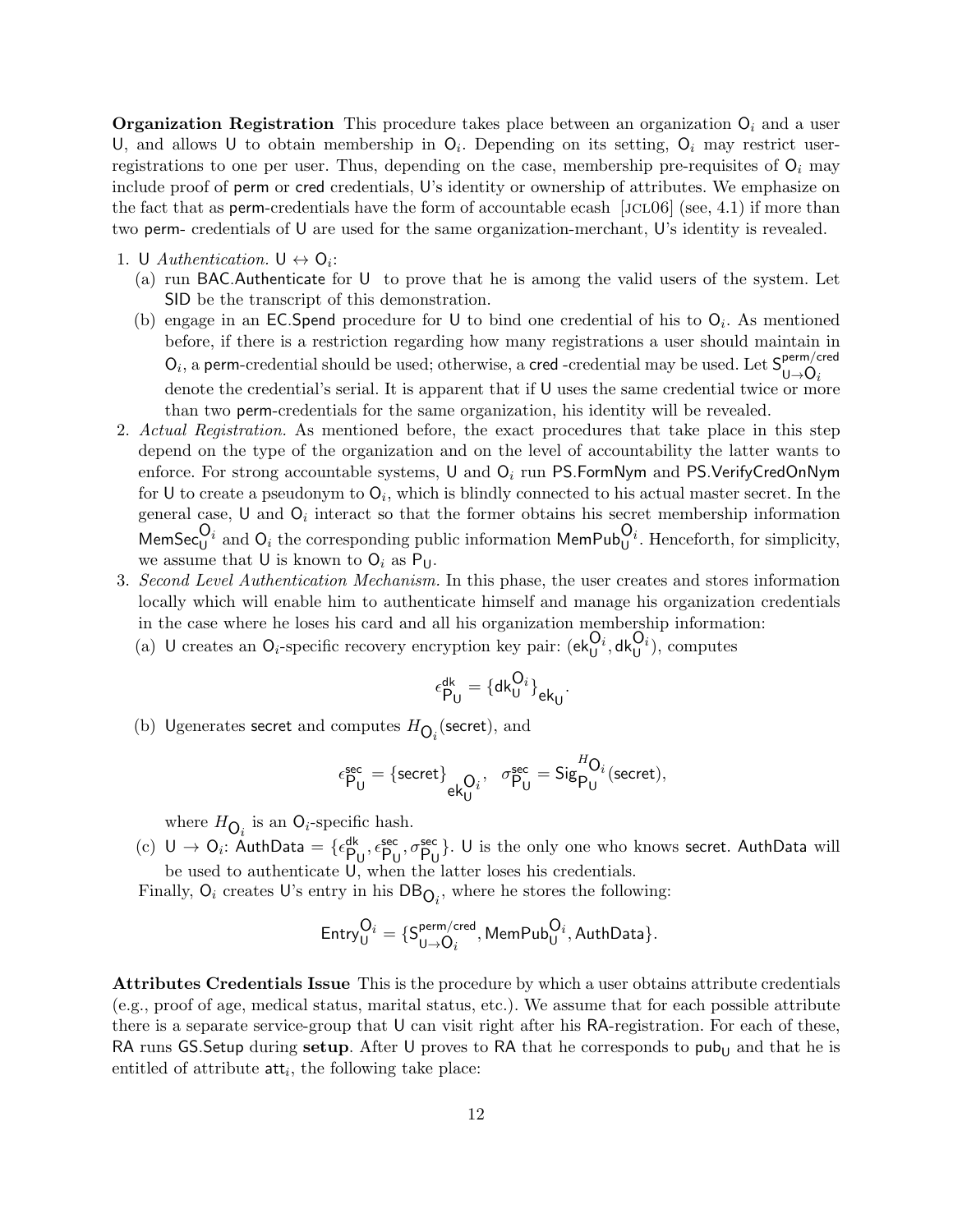**Organization Registration** This procedure takes place between an organization $\mathsf{O}_i$ and a user $\mathsf{U}$, and allows $\mathsf{U}$ to obtain membership in $\mathsf{O}_i$. Depending on its setting, $\mathsf{O}_i$ may restrict user-registrations to one per user. Thus, depending on the case, membership pre-requisites of $\mathsf{O}_i$ may include proof of perm or cred credentials, U's identity or ownership of attributes. We emphasize on the fact that as perm-credentials have the form of accountable ecash [JCL06] (see, 4.1) if more than two perm- credentials of U are used for the same organization-merchant, U's identity is revealed.

1. U *Authentication.* $\mathsf{U} \leftrightarrow \mathsf{O}_i$:
   (a) run BAC.Authenticate for U to prove that he is among the valid users of the system. Let SID be the transcript of this demonstration.
   (b) engage in an EC.Spend procedure for U to bind one credential of his to $\mathsf{O}_i$. As mentioned before, if there is a restriction regarding how many registrations a user should maintain in $\mathsf{O}_i$, a perm-credential should be used; otherwise, a cred -credential may be used. Let $\mathsf{S}^{\mathsf{perm/cred}}_{\mathsf{U}\to\mathsf{O}_i}$ denote the credential's serial. It is apparent that if U uses the same credential twice or more than two perm-credentials for the same organization, his identity will be revealed.
2. *Actual Registration.* As mentioned before, the exact procedures that take place in this step depend on the type of the organization and on the level of accountability the latter wants to enforce. For strong accountable systems, U and $\mathsf{O}_i$ run PS.FormNym and PS.VerifyCredOnNym for U to create a pseudonym to $\mathsf{O}_i$, which is blindly connected to his actual master secret. In the general case, U and $\mathsf{O}_i$ interact so that the former obtains his secret membership information $\mathsf{MemSec}^{\mathsf{O}_i}_{\mathsf{U}}$ and $\mathsf{O}_i$ the corresponding public information $\mathsf{MemPub}^{\mathsf{O}_i}_{\mathsf{U}}$. Henceforth, for simplicity, we assume that U is known to $\mathsf{O}_i$ as $\mathsf{P}_{\mathsf{U}}$.
3. *Second Level Authentication Mechanism.* In this phase, the user creates and stores information locally which will enable him to authenticate himself and manage his organization credentials in the case where he loses his card and all his organization membership information:
   (a) U creates an $\mathsf{O}_i$-specific recovery encryption key pair: $(\mathsf{ek}^{\mathsf{O}_i}_{\mathsf{U}}, \mathsf{dk}^{\mathsf{O}_i}_{\mathsf{U}})$, computes

$$\epsilon^{\mathsf{dk}}_{\mathsf{P}_{\mathsf{U}}} = \{\mathsf{dk}^{\mathsf{O}_i}_{\mathsf{U}}\}_{\mathsf{ek}_{\mathsf{U}}}.$$

   (b) Ugenerates secret and computes $H_{\mathsf{O}_i}(\mathsf{secret})$, and

$$\epsilon^{\mathsf{sec}}_{\mathsf{P}_{\mathsf{U}}} = \{\mathsf{secret}\}_{\mathsf{ek}^{\mathsf{O}_i}_{\mathsf{U}}}, \quad \sigma^{\mathsf{sec}}_{\mathsf{P}_{\mathsf{U}}} = \mathsf{Sig}^{H_{\mathsf{O}_i}}_{\mathsf{P}_{\mathsf{U}}}(\mathsf{secret}),$$

   where $H_{\mathsf{O}_i}$ is an $\mathsf{O}_i$-specific hash.

   (c) $\mathsf{U} \to \mathsf{O}_i$: $\mathsf{AuthData} = \{\epsilon^{\mathsf{dk}}_{\mathsf{P}_{\mathsf{U}}}, \epsilon^{\mathsf{sec}}_{\mathsf{P}_{\mathsf{U}}}, \sigma^{\mathsf{sec}}_{\mathsf{P}_{\mathsf{U}}}\}$. U is the only one who knows secret. AuthData will be used to authenticate U, when the latter loses his credentials.

   Finally, $\mathsf{O}_i$ creates U's entry in his $\mathsf{DB}_{\mathsf{O}_i}$, where he stores the following:

$$\mathsf{Entry}^{\mathsf{O}_i}_{\mathsf{U}} = \{\mathsf{S}^{\mathsf{perm/cred}}_{\mathsf{U}\to\mathsf{O}_i}, \mathsf{MemPub}^{\mathsf{O}_i}_{\mathsf{U}}, \mathsf{AuthData}\}.$$

**Attributes Credentials Issue** This is the procedure by which a user obtains attribute credentials (e.g., proof of age, medical status, marital status, etc.). We assume that for each possible attribute there is a separate service-group that U can visit right after his RA-registration. For each of these, RA runs GS.Setup during **setup**. After U proves to RA that he corresponds to $\mathsf{pub}_{\mathsf{U}}$ and that he is entitled of attribute $\mathsf{att}_i$, the following take place: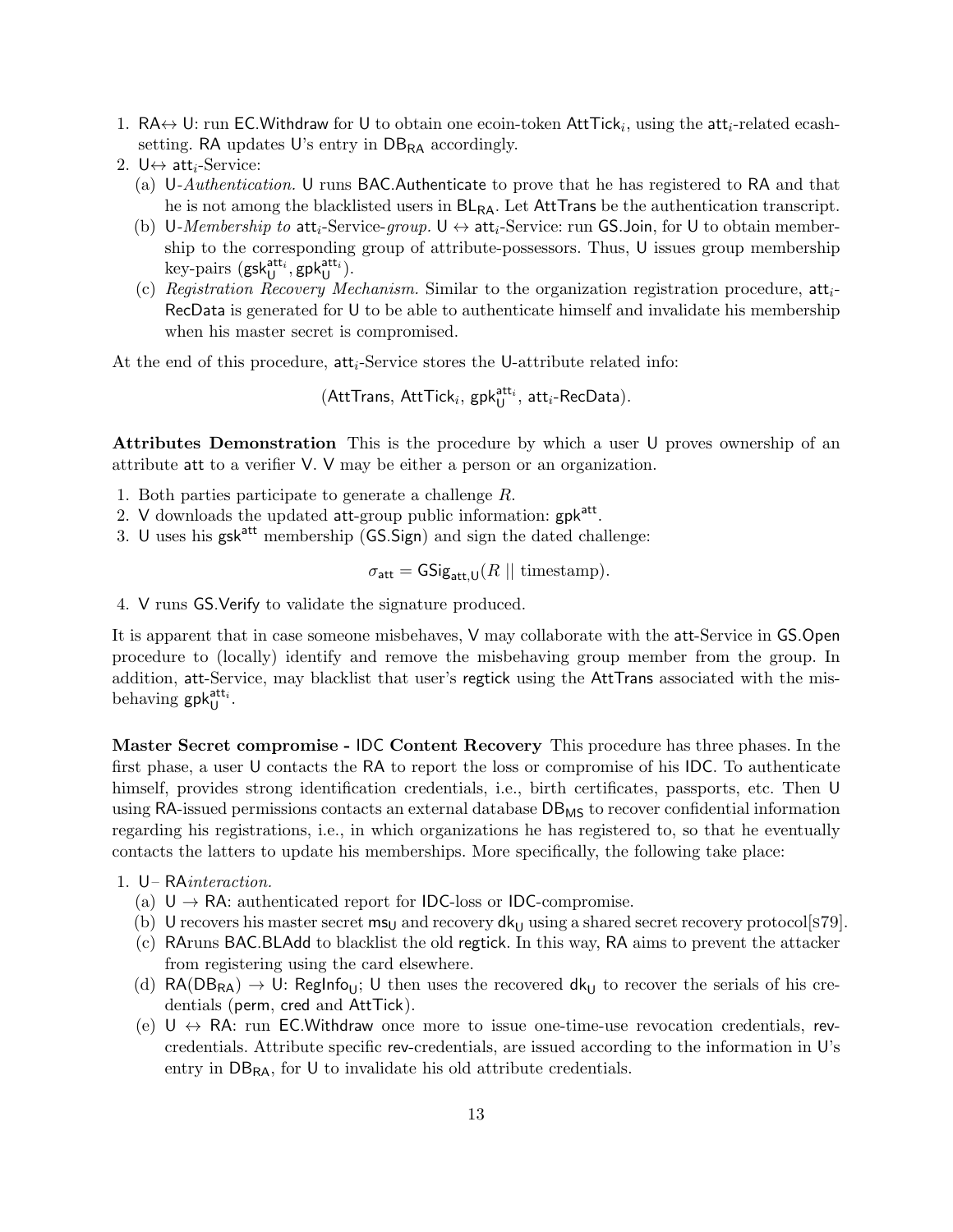1. RA↔ U: run EC.Withdraw for U to obtain one ecoin-token $\mathsf{AttTick}_i$, using the $\mathsf{att}_i$-related ecash-setting. RA updates U's entry in $\mathsf{DB}_{\mathsf{RA}}$ accordingly.
2. U↔ $\mathsf{att}_i$-Service:
   (a) U-*Authentication.* U runs BAC.Authenticate to prove that he has registered to RA and that he is not among the blacklisted users in $\mathsf{BL}_{\mathsf{RA}}$. Let AttTrans be the authentication transcript.
   (b) U-*Membership to* $\mathsf{att}_i$-Service-*group.* U ↔ $\mathsf{att}_i$-Service: run GS.Join, for U to obtain membership to the corresponding group of attribute-possessors. Thus, U issues group membership key-pairs $(\mathsf{gsk}_{\mathsf{U}}^{\mathsf{att}_i}, \mathsf{gpk}_{\mathsf{U}}^{\mathsf{att}_i})$.
   (c) *Registration Recovery Mechanism.* Similar to the organization registration procedure, $\mathsf{att}_i$-RecData is generated for U to be able to authenticate himself and invalidate his membership when his master secret is compromised.

At the end of this procedure, $\mathsf{att}_i$-Service stores the U-attribute related info:

$$(\mathsf{AttTrans},\ \mathsf{AttTick}_i,\ \mathsf{gpk}_{\mathsf{U}}^{\mathsf{att}_i},\ \mathsf{att}_i\text{-}\mathsf{RecData}).$$

**Attributes Demonstration** This is the procedure by which a user U proves ownership of an attribute att to a verifier V. V may be either a person or an organization.

1. Both parties participate to generate a challenge $R$.
2. V downloads the updated att-group public information: $\mathsf{gpk}^{\mathsf{att}}$.
3. U uses his $\mathsf{gsk}^{\mathsf{att}}$ membership (GS.Sign) and sign the dated challenge:

$$\sigma_{\mathsf{att}} = \mathsf{GSig}_{\mathsf{att},\mathsf{U}}(R \mid\mid \text{timestamp}).$$

4. V runs GS.Verify to validate the signature produced.

It is apparent that in case someone misbehaves, V may collaborate with the att-Service in GS.Open procedure to (locally) identify and remove the misbehaving group member from the group. In addition, att-Service, may blacklist that user's regtick using the AttTrans associated with the misbehaving $\mathsf{gpk}_{\mathsf{U}}^{\mathsf{att}_i}$.

**Master Secret compromise - IDC Content Recovery** This procedure has three phases. In the first phase, a user U contacts the RA to report the loss or compromise of his IDC. To authenticate himself, provides strong identification credentials, i.e., birth certificates, passports, etc. Then U using RA-issued permissions contacts an external database $\mathsf{DB}_{\mathsf{MS}}$ to recover confidential information regarding his registrations, i.e., in which organizations he has registered to, so that he eventually contacts the latters to update his memberships. More specifically, the following take place:

1. U– RA*interaction.*
   (a) U → RA: authenticated report for IDC-loss or IDC-compromise.
   (b) U recovers his master secret $\mathsf{ms}_{\mathsf{U}}$ and recovery $\mathsf{dk}_{\mathsf{U}}$ using a shared secret recovery protocol[S79].
   (c) RAruns BAC.BLAdd to blacklist the old regtick. In this way, RA aims to prevent the attacker from registering using the card elsewhere.
   (d) $\mathsf{RA}(\mathsf{DB}_{\mathsf{RA}}) \rightarrow$ U: $\mathsf{RegInfo}_{\mathsf{U}}$; U then uses the recovered $\mathsf{dk}_{\mathsf{U}}$ to recover the serials of his credentials (perm, cred and AttTick).
   (e) U ↔ RA: run EC.Withdraw once more to issue one-time-use revocation credentials, rev-credentials. Attribute specific rev-credentials, are issued according to the information in U's entry in $\mathsf{DB}_{\mathsf{RA}}$, for U to invalidate his old attribute credentials.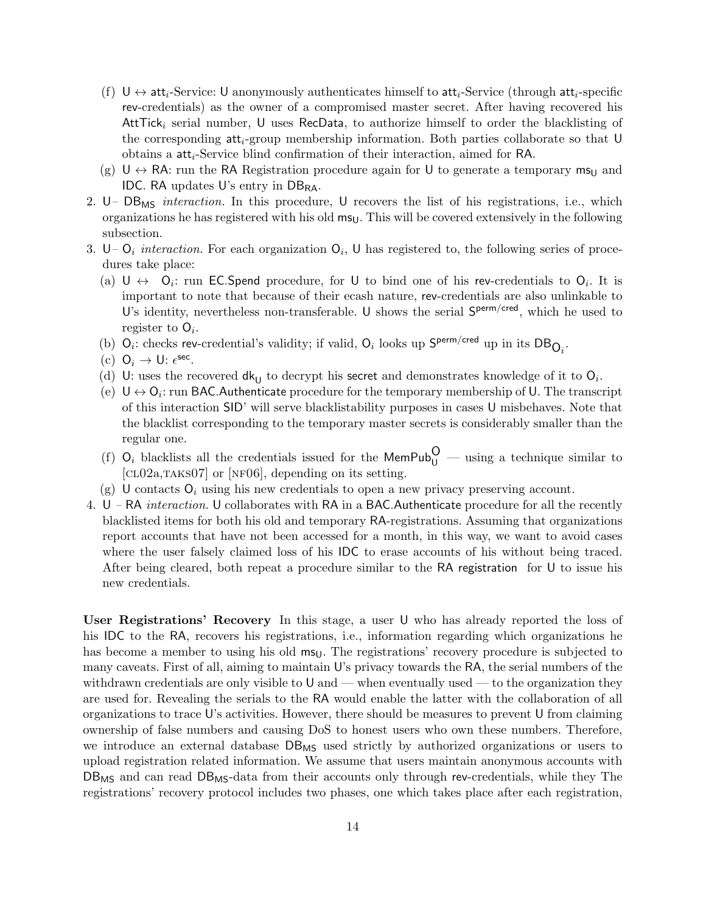(f) $\mathsf{U} \leftrightarrow \mathsf{att}_i$-Service: U anonymously authenticates himself to $\mathsf{att}_i$-Service (through $\mathsf{att}_i$-specific rev-credentials) as the owner of a compromised master secret. After having recovered his $\mathsf{AttTick}_i$ serial number, U uses RecData, to authorize himself to order the blacklisting of the corresponding $\mathsf{att}_i$-group membership information. Both parties collaborate so that U obtains a $\mathsf{att}_i$-Service blind confirmation of their interaction, aimed for RA.

(g) $\mathsf{U} \leftrightarrow \mathsf{RA}$: run the RA Registration procedure again for U to generate a temporary $\mathsf{ms_U}$ and IDC. RA updates U's entry in $\mathsf{DB_{RA}}$.

2. U– $\mathsf{DB_{MS}}$ *interaction.* In this procedure, U recovers the list of his registrations, i.e., which organizations he has registered with his old $\mathsf{ms_U}$. This will be covered extensively in the following subsection.

3. U– $\mathsf{O}_i$ *interaction.* For each organization $\mathsf{O}_i$, U has registered to, the following series of procedures take place:

   (a) $\mathsf{U} \leftrightarrow \mathsf{O}_i$: run EC.Spend procedure, for U to bind one of his rev-credentials to $\mathsf{O}_i$. It is important to note that because of their ecash nature, rev-credentials are also unlinkable to U's identity, nevertheless non-transferable. U shows the serial $\mathsf{S^{perm/cred}}$, which he used to register to $\mathsf{O}_i$.

   (b) $\mathsf{O}_i$: checks rev-credential's validity; if valid, $\mathsf{O}_i$ looks up $\mathsf{S^{perm/cred}}$ up in its $\mathsf{DB_{O_i}}$.

   (c) $\mathsf{O}_i \rightarrow \mathsf{U}$: $\epsilon^{\mathsf{sec}}$.

   (d) U: uses the recovered $\mathsf{dk_U}$ to decrypt his secret and demonstrates knowledge of it to $\mathsf{O}_i$.

   (e) $\mathsf{U} \leftrightarrow \mathsf{O}_i$: run BAC.Authenticate procedure for the temporary membership of U. The transcript of this interaction SID' will serve blacklistability purposes in cases U misbehaves. Note that the blacklist corresponding to the temporary master secrets is considerably smaller than the regular one.

   (f) $\mathsf{O}_i$ blacklists all the credentials issued for the $\mathsf{MemPub_U^O}$ — using a technique similar to [CL02a,TAKS07] or [NF06], depending on its setting.

   (g) U contacts $\mathsf{O}_i$ using his new credentials to open a new privacy preserving account.

4. U – RA *interaction.* U collaborates with RA in a BAC.Authenticate procedure for all the recently blacklisted items for both his old and temporary RA-registrations. Assuming that organizations report accounts that have not been accessed for a month, in this way, we want to avoid cases where the user falsely claimed loss of his IDC to erase accounts of his without being traced. After being cleared, both repeat a procedure similar to the RA registration for U to issue his new credentials.

**User Registrations' Recovery** In this stage, a user U who has already reported the loss of his IDC to the RA, recovers his registrations, i.e., information regarding which organizations he has become a member to using his old $\mathsf{ms_U}$. The registrations' recovery procedure is subjected to many caveats. First of all, aiming to maintain U's privacy towards the RA, the serial numbers of the withdrawn credentials are only visible to U and — when eventually used — to the organization they are used for. Revealing the serials to the RA would enable the latter with the collaboration of all organizations to trace U's activities. However, there should be measures to prevent U from claiming ownership of false numbers and causing DoS to honest users who own these numbers. Therefore, we introduce an external database $\mathsf{DB_{MS}}$ used strictly by authorized organizations or users to upload registration related information. We assume that users maintain anonymous accounts with $\mathsf{DB_{MS}}$ and can read $\mathsf{DB_{MS}}$-data from their accounts only through rev-credentials, while they The registrations' recovery protocol includes two phases, one which takes place after each registration,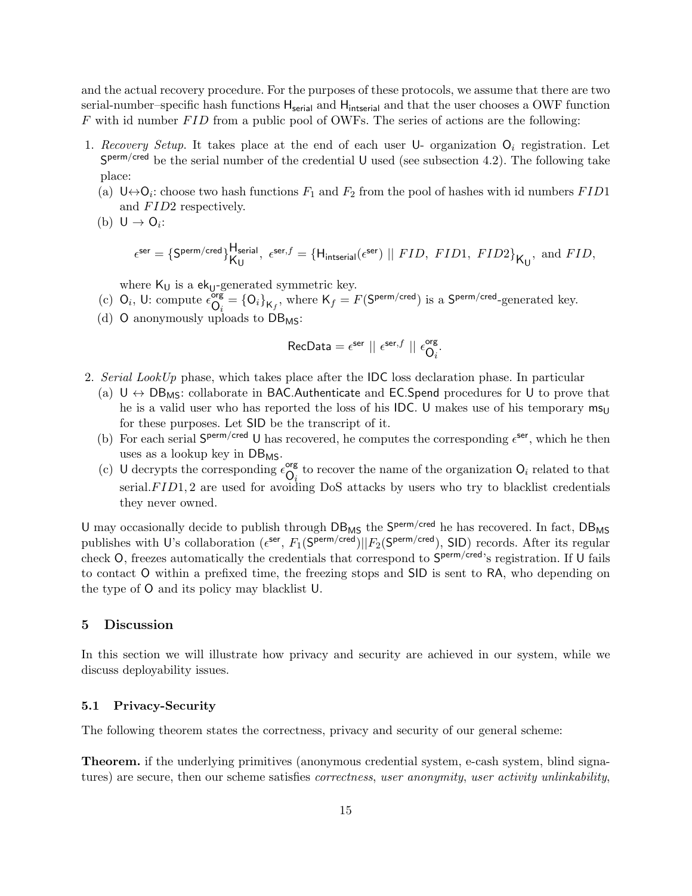and the actual recovery procedure. For the purposes of these protocols, we assume that there are two serial-number–specific hash functions $\mathsf{H}_{\mathsf{serial}}$ and $\mathsf{H}_{\mathsf{intserial}}$ and that the user chooses a OWF function $F$ with id number $FID$ from a public pool of OWFs. The series of actions are the following:

1. *Recovery Setup*. It takes place at the end of each user $\mathsf{U}$- organization $\mathsf{O}_i$ registration. Let $\mathsf{S}^{\mathsf{perm/cred}}$ be the serial number of the credential $\mathsf{U}$ used (see subsection 4.2). The following take place:
   (a) $\mathsf{U} \leftrightarrow \mathsf{O}_i$: choose two hash functions $F_1$ and $F_2$ from the pool of hashes with id numbers $FID1$ and $FID2$ respectively.
   (b) $\mathsf{U} \rightarrow \mathsf{O}_i$:
   $$\epsilon^{\mathsf{ser}} = \{\mathsf{S}^{\mathsf{perm/cred}}\}^{\mathsf{H}_{\mathsf{serial}}}_{\mathsf{K}_{\mathsf{U}}},\ \epsilon^{\mathsf{ser},f} = \{\mathsf{H}_{\mathsf{intserial}}(\epsilon^{\mathsf{ser}}) \mid\mid FID,\ FID1,\ FID2\}_{\mathsf{K}_{\mathsf{U}}},\ \text{and } FID,$$
   where $\mathsf{K}_{\mathsf{U}}$ is a $\mathsf{ek}_{\mathsf{U}}$-generated symmetric key.
   (c) $\mathsf{O}_i$, $\mathsf{U}$: compute $\epsilon^{\mathsf{org}}_{\mathsf{O}_i} = \{\mathsf{O}_i\}_{\mathsf{K}_f}$, where $\mathsf{K}_f = F(\mathsf{S}^{\mathsf{perm/cred}})$ is a $\mathsf{S}^{\mathsf{perm/cred}}$-generated key.
   (d) $\mathsf{O}$ anonymously uploads to $\mathsf{DB}_{\mathsf{MS}}$:
   $$\mathsf{RecData} = \epsilon^{\mathsf{ser}} \mid\mid \epsilon^{\mathsf{ser},f} \mid\mid \epsilon^{\mathsf{org}}_{\mathsf{O}_i}.$$
2. *Serial LookUp* phase, which takes place after the $\mathsf{IDC}$ loss declaration phase. In particular
   (a) $\mathsf{U} \leftrightarrow \mathsf{DB}_{\mathsf{MS}}$: collaborate in $\mathsf{BAC.Authenticate}$ and $\mathsf{EC.Spend}$ procedures for $\mathsf{U}$ to prove that he is a valid user who has reported the loss of his $\mathsf{IDC}$. $\mathsf{U}$ makes use of his temporary $\mathsf{ms}_{\mathsf{U}}$ for these purposes. Let $\mathsf{SID}$ be the transcript of it.
   (b) For each serial $\mathsf{S}^{\mathsf{perm/cred}}$ $\mathsf{U}$ has recovered, he computes the corresponding $\epsilon^{\mathsf{ser}}$, which he then uses as a lookup key in $\mathsf{DB}_{\mathsf{MS}}$.
   (c) $\mathsf{U}$ decrypts the corresponding $\epsilon^{\mathsf{org}}_{\mathsf{O}_i}$ to recover the name of the organization $\mathsf{O}_i$ related to that serial.$FID1, 2$ are used for avoiding DoS attacks by users who try to blacklist credentials they never owned.

$\mathsf{U}$ may occasionally decide to publish through $\mathsf{DB}_{\mathsf{MS}}$ the $\mathsf{S}^{\mathsf{perm/cred}}$ he has recovered. In fact, $\mathsf{DB}_{\mathsf{MS}}$ publishes with $\mathsf{U}$'s collaboration ($\epsilon^{\mathsf{ser}}$, $F_1(\mathsf{S}^{\mathsf{perm/cred}})||F_2(\mathsf{S}^{\mathsf{perm/cred}})$, $\mathsf{SID}$) records. After its regular check $\mathsf{O}$, freezes automatically the credentials that correspond to $\mathsf{S}^{\mathsf{perm/cred}}$'s registration. If $\mathsf{U}$ fails to contact $\mathsf{O}$ within a prefixed time, the freezing stops and $\mathsf{SID}$ is sent to $\mathsf{RA}$, who depending on the type of $\mathsf{O}$ and its policy may blacklist $\mathsf{U}$.

## 5 Discussion

In this section we will illustrate how privacy and security are achieved in our system, while we discuss deployability issues.

### 5.1 Privacy-Security

The following theorem states the correctness, privacy and security of our general scheme:

**Theorem.** if the underlying primitives (anonymous credential system, e-cash system, blind signatures) are secure, then our scheme satisfies *correctness*, *user anonymity*, *user activity unlinkability*,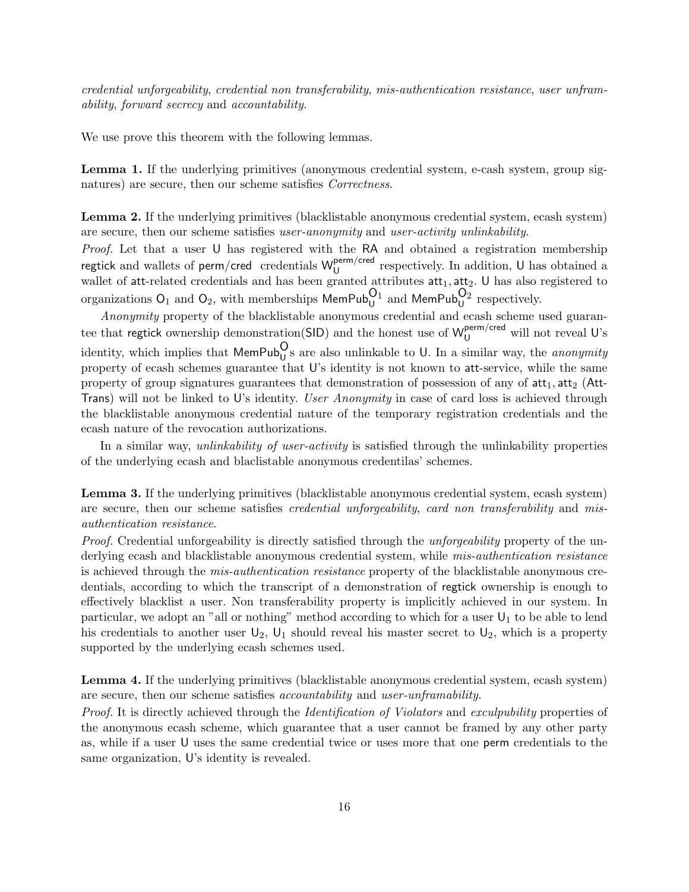*credential unforgeability*, *credential non transferability*, *mis-authentication resistance*, *user unframability*, *forward secrecy* and *accountability*.

We use prove this theorem with the following lemmas.

**Lemma 1.** If the underlying primitives (anonymous credential system, e-cash system, group signatures) are secure, then our scheme satisfies *Correctness*.

**Lemma 2.** If the underlying primitives (blacklistable anonymous credential system, ecash system) are secure, then our scheme satisfies *user-anonymity* and *user-activity unlinkability*.

*Proof.* Let that a user U has registered with the RA and obtained a registration membership regtick and wallets of perm/cred credentials $W_U^{perm/cred}$ respectively. In addition, U has obtained a wallet of att-related credentials and has been granted attributes $att_1, att_2$. U has also registered to organizations $O_1$ and $O_2$, with memberships $MemPub_U^{O_1}$ and $MemPub_U^{O_2}$ respectively.

*Anonymity* property of the blacklistable anonymous credential and ecash scheme used guarantee that regtick ownership demonstration(SID) and the honest use of $W_U^{perm/cred}$ will not reveal U's identity, which implies that $MemPub_U^{O}$s are also unlinkable to U. In a similar way, the *anonymity* property of ecash schemes guarantee that U's identity is not known to att-service, while the same property of group signatures guarantees that demonstration of possession of any of $att_1, att_2$ (Att-Trans) will not be linked to U's identity. *User Anonymity* in case of card loss is achieved through the blacklistable anonymous credential nature of the temporary registration credentials and the ecash nature of the revocation authorizations.

In a similar way, *unlinkability of user-activity* is satisfied through the unlinkability properties of the underlying ecash and blaclistable anonymous credentilas' schemes.

**Lemma 3.** If the underlying primitives (blacklistable anonymous credential system, ecash system) are secure, then our scheme satisfies *credential unforgeability*, *card non transferability* and *mis-authentication resistance*.

*Proof.* Credential unforgeability is directly satisfied through the *unforgeability* property of the underlying ecash and blacklistable anonymous credential system, while *mis-authentication resistance* is achieved through the *mis-authentication resistance* property of the blacklistable anonymous credentials, according to which the transcript of a demonstration of regtick ownership is enough to effectively blacklist a user. Non transferability property is implicitly achieved in our system. In particular, we adopt an "all or nothing" method according to which for a user $U_1$ to be able to lend his credentials to another user $U_2$, $U_1$ should reveal his master secret to $U_2$, which is a property supported by the underlying ecash schemes used.

**Lemma 4.** If the underlying primitives (blacklistable anonymous credential system, ecash system) are secure, then our scheme satisfies *accountability* and *user-unframability*.

*Proof.* It is directly achieved through the *Identification of Violators* and *exculpubility* properties of the anonymous ecash scheme, which guarantee that a user cannot be framed by any other party as, while if a user U uses the same credential twice or uses more that one perm credentials to the same organization, U's identity is revealed.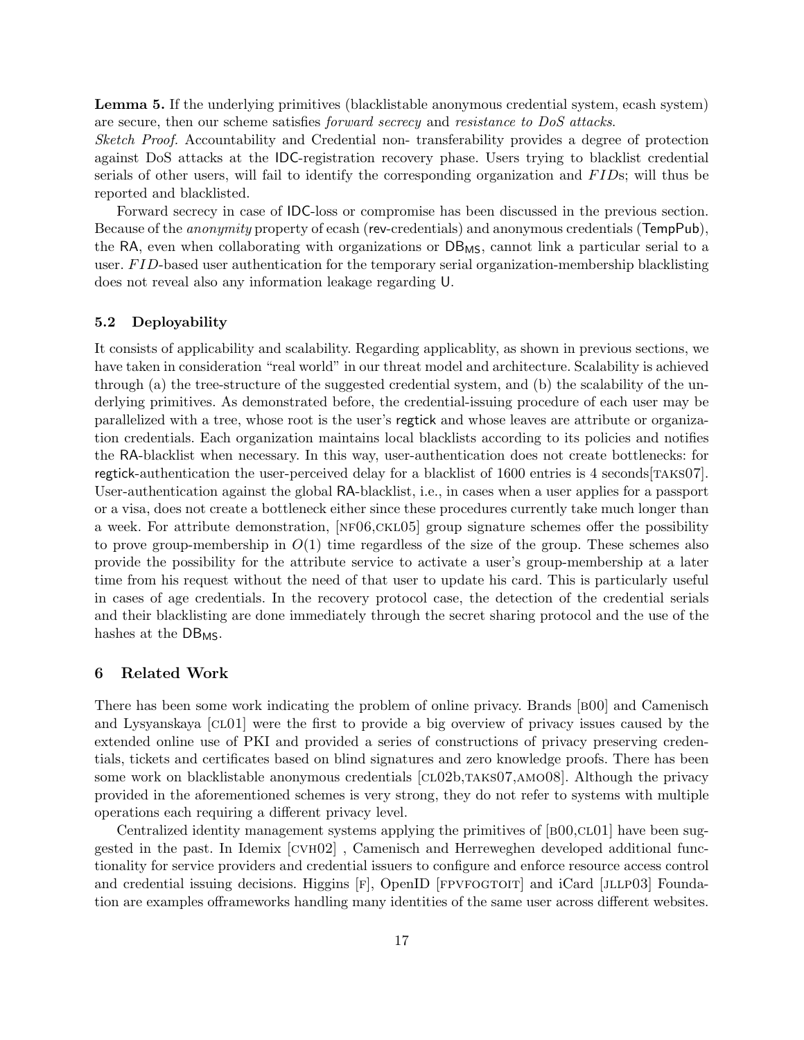**Lemma 5.** If the underlying primitives (blacklistable anonymous credential system, ecash system) are secure, then our scheme satisfies *forward secrecy* and *resistance to DoS attacks*.
*Sketch Proof.* Accountability and Credential non- transferability provides a degree of protection against DoS attacks at the IDC-registration recovery phase. Users trying to blacklist credential serials of other users, will fail to identify the corresponding organization and $FID$s; will thus be reported and blacklisted.

Forward secrecy in case of IDC-loss or compromise has been discussed in the previous section. Because of the *anonymity* property of ecash (rev-credentials) and anonymous credentials (TempPub), the RA, even when collaborating with organizations or $DB_{MS}$, cannot link a particular serial to a user. $FID$-based user authentication for the temporary serial organization-membership blacklisting does not reveal also any information leakage regarding U.

### 5.2 Deployability

It consists of applicability and scalability. Regarding applicablity, as shown in previous sections, we have taken in consideration "real world" in our threat model and architecture. Scalability is achieved through (a) the tree-structure of the suggested credential system, and (b) the scalability of the underlying primitives. As demonstrated before, the credential-issuing procedure of each user may be parallelized with a tree, whose root is the user's regtick and whose leaves are attribute or organization credentials. Each organization maintains local blacklists according to its policies and notifies the RA-blacklist when necessary. In this way, user-authentication does not create bottlenecks: for regtick-authentication the user-perceived delay for a blacklist of 1600 entries is 4 seconds[TAKS07]. User-authentication against the global RA-blacklist, i.e., in cases when a user applies for a passport or a visa, does not create a bottleneck either since these procedures currently take much longer than a week. For attribute demonstration, [NF06,CKL05] group signature schemes offer the possibility to prove group-membership in $O(1)$ time regardless of the size of the group. These schemes also provide the possibility for the attribute service to activate a user's group-membership at a later time from his request without the need of that user to update his card. This is particularly useful in cases of age credentials. In the recovery protocol case, the detection of the credential serials and their blacklisting are done immediately through the secret sharing protocol and the use of the hashes at the $DB_{MS}$.

## 6 Related Work

There has been some work indicating the problem of online privacy. Brands [B00] and Camenisch and Lysyanskaya [CL01] were the first to provide a big overview of privacy issues caused by the extended online use of PKI and provided a series of constructions of privacy preserving credentials, tickets and certificates based on blind signatures and zero knowledge proofs. There has been some work on blacklistable anonymous credentials [CL02b,TAKS07,AMO08]. Although the privacy provided in the aforementioned schemes is very strong, they do not refer to systems with multiple operations each requiring a different privacy level.

Centralized identity management systems applying the primitives of [B00,CL01] have been suggested in the past. In Idemix [CVH02] , Camenisch and Herreweghen developed additional functionality for service providers and credential issuers to configure and enforce resource access control and credential issuing decisions. Higgins [F], OpenID [FPVFOGTOIT] and iCard [JLLP03] Foundation are examples offrameworks handling many identities of the same user across different websites.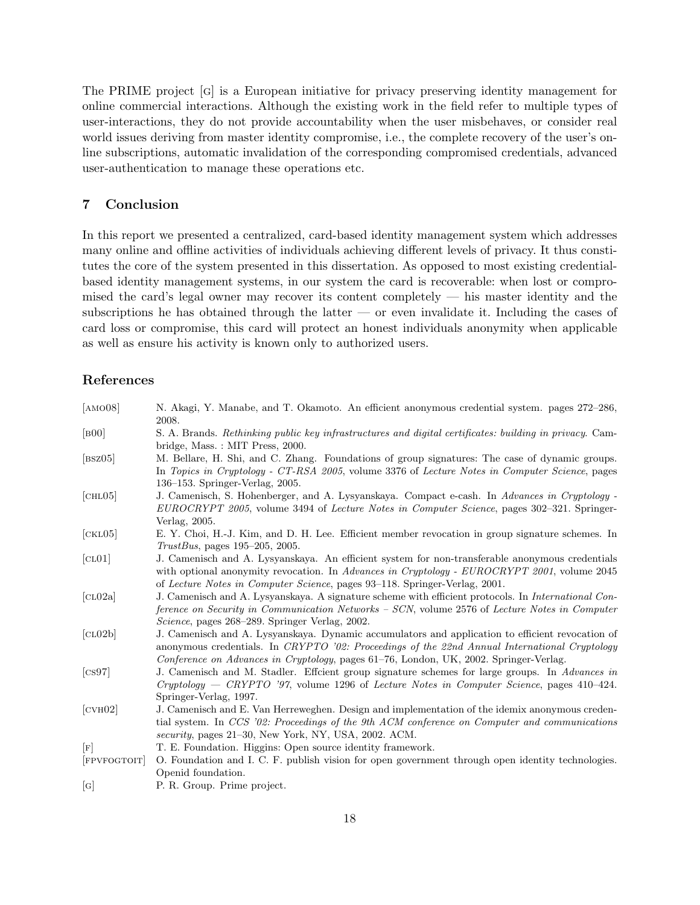The PRIME project [G] is a European initiative for privacy preserving identity management for online commercial interactions. Although the existing work in the field refer to multiple types of user-interactions, they do not provide accountability when the user misbehaves, or consider real world issues deriving from master identity compromise, i.e., the complete recovery of the user's online subscriptions, automatic invalidation of the corresponding compromised credentials, advanced user-authentication to manage these operations etc.

## 7 Conclusion

In this report we presented a centralized, card-based identity management system which addresses many online and offline activities of individuals achieving different levels of privacy. It thus constitutes the core of the system presented in this dissertation. As opposed to most existing credential-based identity management systems, in our system the card is recoverable: when lost or compromised the card's legal owner may recover its content completely — his master identity and the subscriptions he has obtained through the latter — or even invalidate it. Including the cases of card loss or compromise, this card will protect an honest individuals anonymity when applicable as well as ensure his activity is known only to authorized users.

## References

[AMO08] N. Akagi, Y. Manabe, and T. Okamoto. An efficient anonymous credential system. pages 272–286, 2008.

[B00] S. A. Brands. *Rethinking public key infrastructures and digital certificates: building in privacy*. Cambridge, Mass. : MIT Press, 2000.

[BSZ05] M. Bellare, H. Shi, and C. Zhang. Foundations of group signatures: The case of dynamic groups. In *Topics in Cryptology - CT-RSA 2005*, volume 3376 of *Lecture Notes in Computer Science*, pages 136–153. Springer-Verlag, 2005.

[CHL05] J. Camenisch, S. Hohenberger, and A. Lysyanskaya. Compact e-cash. In *Advances in Cryptology - EUROCRYPT 2005*, volume 3494 of *Lecture Notes in Computer Science*, pages 302–321. Springer-Verlag, 2005.

[CKL05] E. Y. Choi, H.-J. Kim, and D. H. Lee. Efficient member revocation in group signature schemes. In *TrustBus*, pages 195–205, 2005.

[CL01] J. Camenisch and A. Lysyanskaya. An efficient system for non-transferable anonymous credentials with optional anonymity revocation. In *Advances in Cryptology - EUROCRYPT 2001*, volume 2045 of *Lecture Notes in Computer Science*, pages 93–118. Springer-Verlag, 2001.

[CL02a] J. Camenisch and A. Lysyanskaya. A signature scheme with efficient protocols. In *International Conference on Security in Communication Networks – SCN*, volume 2576 of *Lecture Notes in Computer Science*, pages 268–289. Springer Verlag, 2002.

[CL02b] J. Camenisch and A. Lysyanskaya. Dynamic accumulators and application to efficient revocation of anonymous credentials. In *CRYPTO '02: Proceedings of the 22nd Annual International Cryptology Conference on Advances in Cryptology*, pages 61–76, London, UK, 2002. Springer-Verlag.

[CS97] J. Camenisch and M. Stadler. Effcient group signature schemes for large groups. In *Advances in Cryptology — CRYPTO '97*, volume 1296 of *Lecture Notes in Computer Science*, pages 410–424. Springer-Verlag, 1997.

[CVH02] J. Camenisch and E. Van Herreweghen. Design and implementation of the idemix anonymous credential system. In *CCS '02: Proceedings of the 9th ACM conference on Computer and communications security*, pages 21–30, New York, NY, USA, 2002. ACM.

[F] T. E. Foundation. Higgins: Open source identity framework.

[FPVFOGTOIT] O. Foundation and I. C. F. publish vision for open government through open identity technologies. Openid foundation.

[G] P. R. Group. Prime project.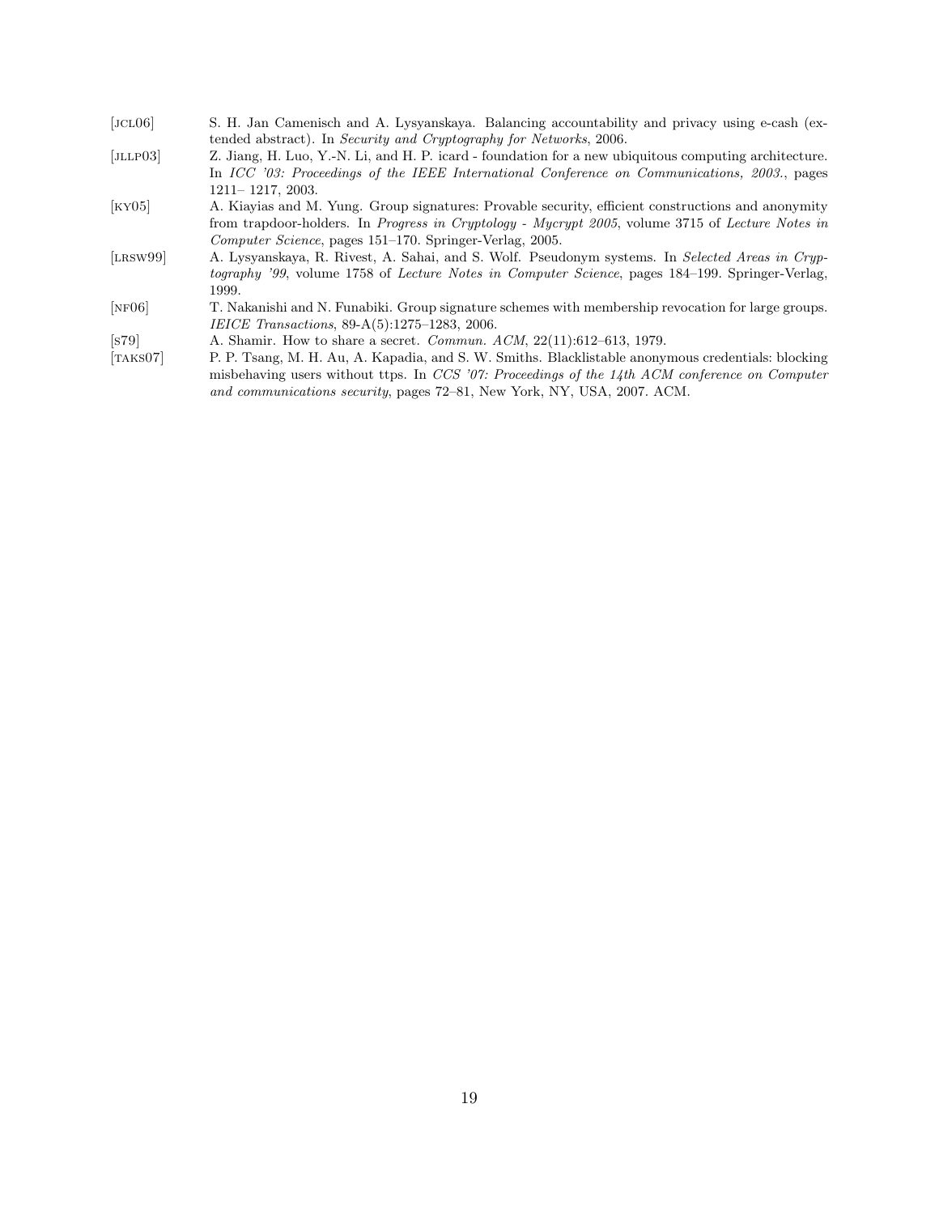[JCL06] S. H. Jan Camenisch and A. Lysyanskaya. Balancing accountability and privacy using e-cash (extended abstract). In *Security and Cryptography for Networks*, 2006.

[JLLP03] Z. Jiang, H. Luo, Y.-N. Li, and H. P. icard - foundation for a new ubiquitous computing architecture. In *ICC '03: Proceedings of the IEEE International Conference on Communications, 2003.*, pages 1211– 1217, 2003.

[KY05] A. Kiayias and M. Yung. Group signatures: Provable security, efficient constructions and anonymity from trapdoor-holders. In *Progress in Cryptology - Mycrypt 2005*, volume 3715 of *Lecture Notes in Computer Science*, pages 151–170. Springer-Verlag, 2005.

[LRSW99] A. Lysyanskaya, R. Rivest, A. Sahai, and S. Wolf. Pseudonym systems. In *Selected Areas in Cryptography '99*, volume 1758 of *Lecture Notes in Computer Science*, pages 184–199. Springer-Verlag, 1999.

[NF06] T. Nakanishi and N. Funabiki. Group signature schemes with membership revocation for large groups. *IEICE Transactions*, 89-A(5):1275–1283, 2006.

[S79] A. Shamir. How to share a secret. *Commun. ACM*, 22(11):612–613, 1979.

[TAKS07] P. P. Tsang, M. H. Au, A. Kapadia, and S. W. Smiths. Blacklistable anonymous credentials: blocking misbehaving users without ttps. In *CCS '07: Proceedings of the 14th ACM conference on Computer and communications security*, pages 72–81, New York, NY, USA, 2007. ACM.